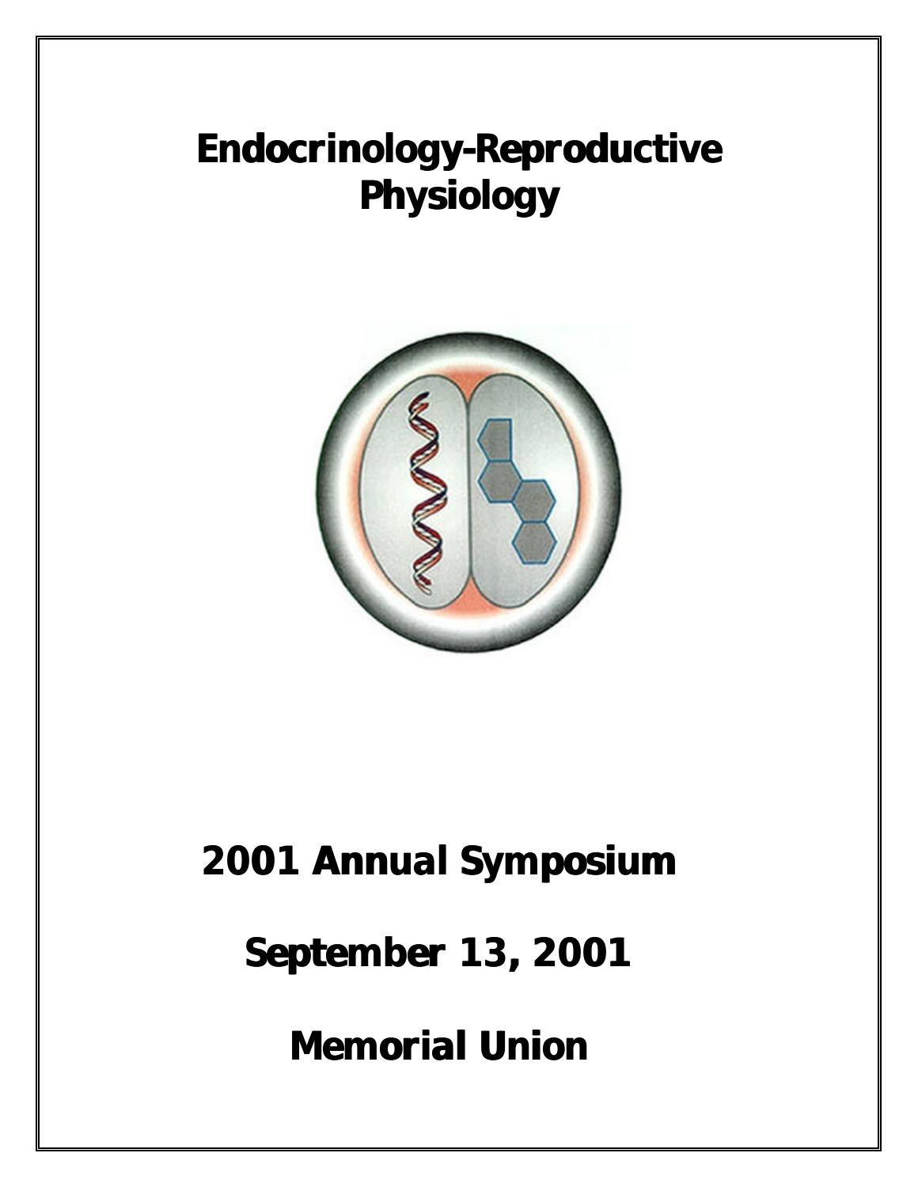# Endocrinology-Reproductive Physiology

## 2001 Annual Symposium

## September 13, 2001

## Memorial Union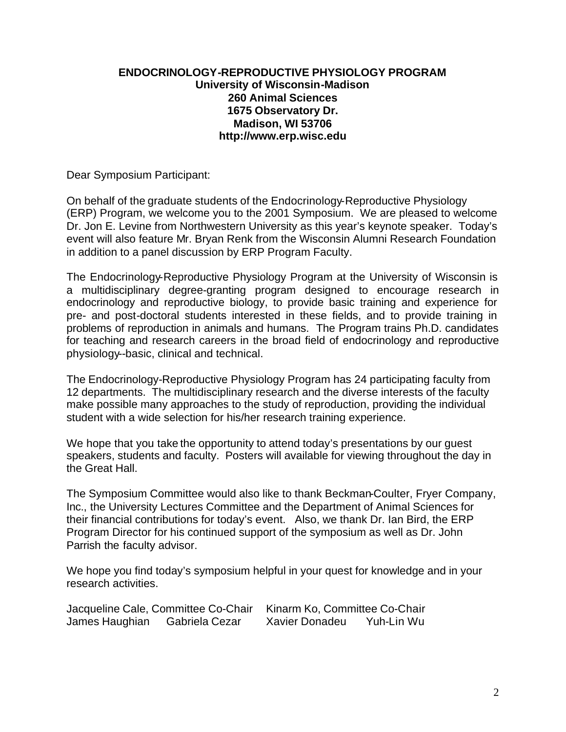**ENDOCRINOLOGY-REPRODUCTIVE PHYSIOLOGY PROGRAM**
**University of Wisconsin-Madison**
**260 Animal Sciences**
**1675 Observatory Dr.**
**Madison, WI 53706**
**http://www.erp.wisc.edu**

Dear Symposium Participant:

On behalf of the graduate students of the Endocrinology-Reproductive Physiology (ERP) Program, we welcome you to the 2001 Symposium. We are pleased to welcome Dr. Jon E. Levine from Northwestern University as this year's keynote speaker. Today's event will also feature Mr. Bryan Renk from the Wisconsin Alumni Research Foundation in addition to a panel discussion by ERP Program Faculty.

The Endocrinology-Reproductive Physiology Program at the University of Wisconsin is a multidisciplinary degree-granting program designed to encourage research in endocrinology and reproductive biology, to provide basic training and experience for pre- and post-doctoral students interested in these fields, and to provide training in problems of reproduction in animals and humans. The Program trains Ph.D. candidates for teaching and research careers in the broad field of endocrinology and reproductive physiology--basic, clinical and technical.

The Endocrinology-Reproductive Physiology Program has 24 participating faculty from 12 departments. The multidisciplinary research and the diverse interests of the faculty make possible many approaches to the study of reproduction, providing the individual student with a wide selection for his/her research training experience.

We hope that you take the opportunity to attend today's presentations by our guest speakers, students and faculty. Posters will available for viewing throughout the day in the Great Hall.

The Symposium Committee would also like to thank Beckman-Coulter, Fryer Company, Inc., the University Lectures Committee and the Department of Animal Sciences for their financial contributions for today's event. Also, we thank Dr. Ian Bird, the ERP Program Director for his continued support of the symposium as well as Dr. John Parrish the faculty advisor.

We hope you find today's symposium helpful in your quest for knowledge and in your research activities.

Jacqueline Cale, Committee Co-Chair    Kinarm Ko, Committee Co-Chair
James Haughian    Gabriela Cezar    Xavier Donadeu    Yuh-Lin Wu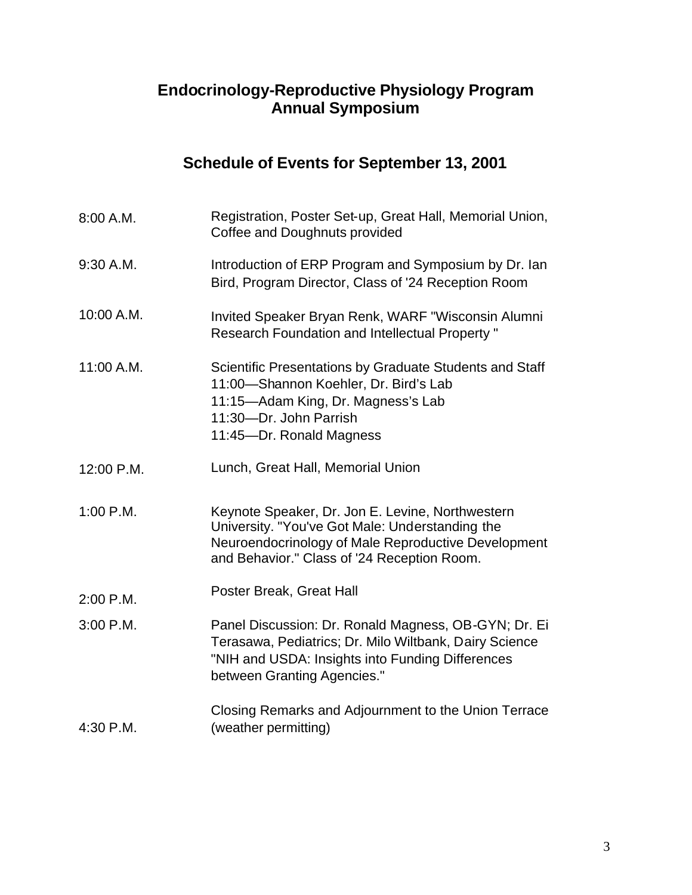# Endocrinology-Reproductive Physiology Program
# Annual Symposium

## Schedule of Events for September 13, 2001

| | |
|---|---|
| 8:00 A.M. | Registration, Poster Set-up, Great Hall, Memorial Union, Coffee and Doughnuts provided |
| 9:30 A.M. | Introduction of ERP Program and Symposium by Dr. Ian Bird, Program Director, Class of '24 Reception Room |
| 10:00 A.M. | Invited Speaker Bryan Renk, WARF "Wisconsin Alumni Research Foundation and Intellectual Property " |
| 11:00 A.M. | Scientific Presentations by Graduate Students and Staff<br>11:00—Shannon Koehler, Dr. Bird's Lab<br>11:15—Adam King, Dr. Magness's Lab<br>11:30—Dr. John Parrish<br>11:45—Dr. Ronald Magness |
| 12:00 P.M. | Lunch, Great Hall, Memorial Union |
| 1:00 P.M. | Keynote Speaker, Dr. Jon E. Levine, Northwestern University. "You've Got Male: Understanding the Neuroendocrinology of Male Reproductive Development and Behavior." Class of '24 Reception Room. |
| 2:00 P.M. | Poster Break, Great Hall |
| 3:00 P.M. | Panel Discussion: Dr. Ronald Magness, OB-GYN; Dr. Ei Terasawa, Pediatrics; Dr. Milo Wiltbank, Dairy Science "NIH and USDA: Insights into Funding Differences between Granting Agencies." |
| 4:30 P.M. | Closing Remarks and Adjournment to the Union Terrace (weather permitting) |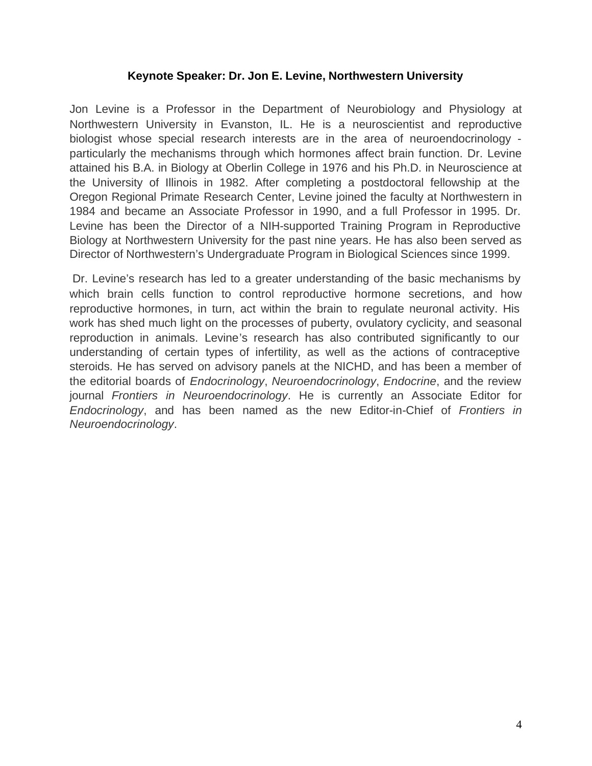**Keynote Speaker: Dr. Jon E. Levine, Northwestern University**

Jon Levine is a Professor in the Department of Neurobiology and Physiology at Northwestern University in Evanston, IL. He is a neuroscientist and reproductive biologist whose special research interests are in the area of neuroendocrinology - particularly the mechanisms through which hormones affect brain function. Dr. Levine attained his B.A. in Biology at Oberlin College in 1976 and his Ph.D. in Neuroscience at the University of Illinois in 1982. After completing a postdoctoral fellowship at the Oregon Regional Primate Research Center, Levine joined the faculty at Northwestern in 1984 and became an Associate Professor in 1990, and a full Professor in 1995. Dr. Levine has been the Director of a NIH-supported Training Program in Reproductive Biology at Northwestern University for the past nine years. He has also been served as Director of Northwestern's Undergraduate Program in Biological Sciences since 1999.

Dr. Levine's research has led to a greater understanding of the basic mechanisms by which brain cells function to control reproductive hormone secretions, and how reproductive hormones, in turn, act within the brain to regulate neuronal activity. His work has shed much light on the processes of puberty, ovulatory cyclicity, and seasonal reproduction in animals. Levine's research has also contributed significantly to our understanding of certain types of infertility, as well as the actions of contraceptive steroids. He has served on advisory panels at the NICHD, and has been a member of the editorial boards of *Endocrinology*, *Neuroendocrinology*, *Endocrine*, and the review journal *Frontiers in Neuroendocrinology*. He is currently an Associate Editor for *Endocrinology*, and has been named as the new Editor-in-Chief of *Frontiers in Neuroendocrinology*.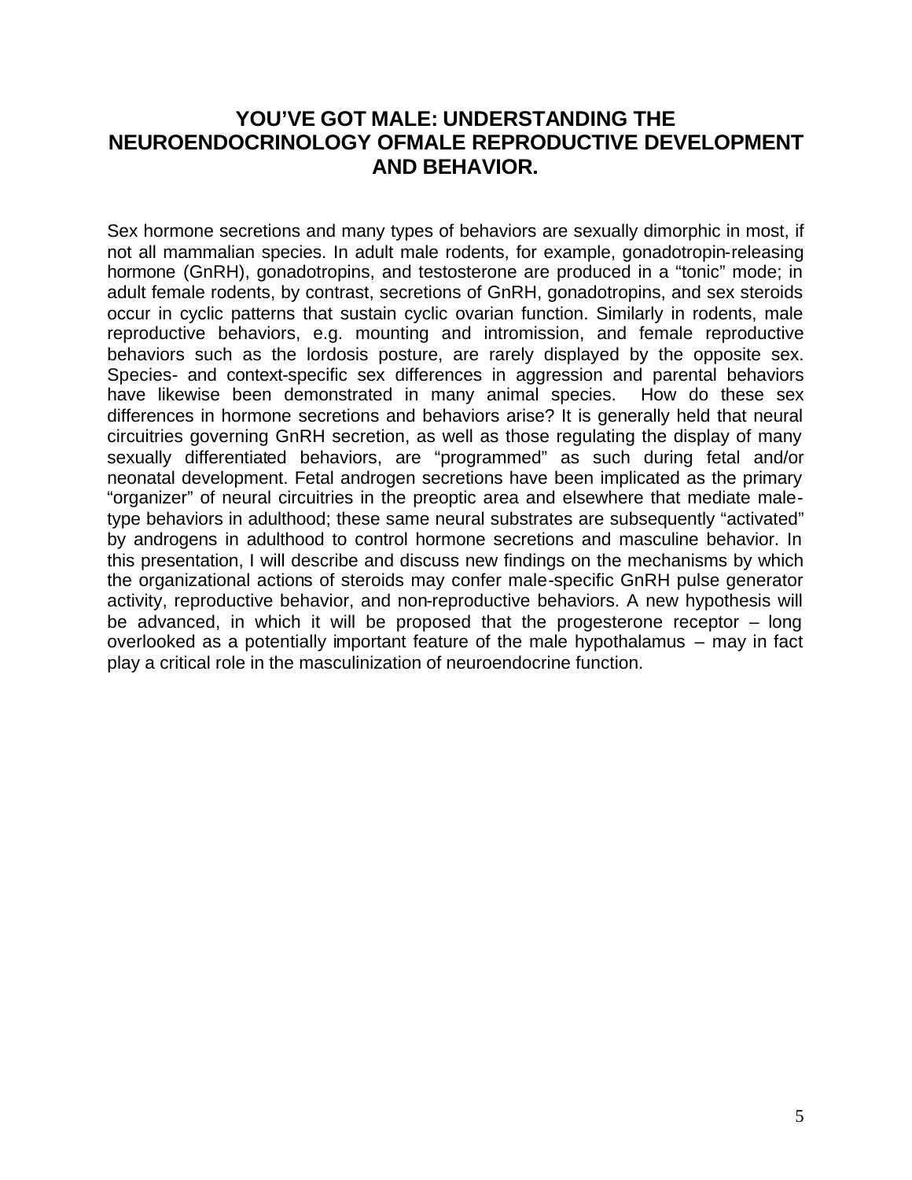## YOU'VE GOT MALE: UNDERSTANDING THE NEUROENDOCRINOLOGY OFMALE REPRODUCTIVE DEVELOPMENT AND BEHAVIOR.

Sex hormone secretions and many types of behaviors are sexually dimorphic in most, if not all mammalian species. In adult male rodents, for example, gonadotropin-releasing hormone (GnRH), gonadotropins, and testosterone are produced in a "tonic" mode; in adult female rodents, by contrast, secretions of GnRH, gonadotropins, and sex steroids occur in cyclic patterns that sustain cyclic ovarian function. Similarly in rodents, male reproductive behaviors, e.g. mounting and intromission, and female reproductive behaviors such as the lordosis posture, are rarely displayed by the opposite sex. Species- and context-specific sex differences in aggression and parental behaviors have likewise been demonstrated in many animal species. How do these sex differences in hormone secretions and behaviors arise? It is generally held that neural circuitries governing GnRH secretion, as well as those regulating the display of many sexually differentiated behaviors, are "programmed" as such during fetal and/or neonatal development. Fetal androgen secretions have been implicated as the primary "organizer" of neural circuitries in the preoptic area and elsewhere that mediate male-type behaviors in adulthood; these same neural substrates are subsequently "activated" by androgens in adulthood to control hormone secretions and masculine behavior. In this presentation, I will describe and discuss new findings on the mechanisms by which the organizational actions of steroids may confer male-specific GnRH pulse generator activity, reproductive behavior, and non-reproductive behaviors. A new hypothesis will be advanced, in which it will be proposed that the progesterone receptor – long overlooked as a potentially important feature of the male hypothalamus – may in fact play a critical role in the masculinization of neuroendocrine function.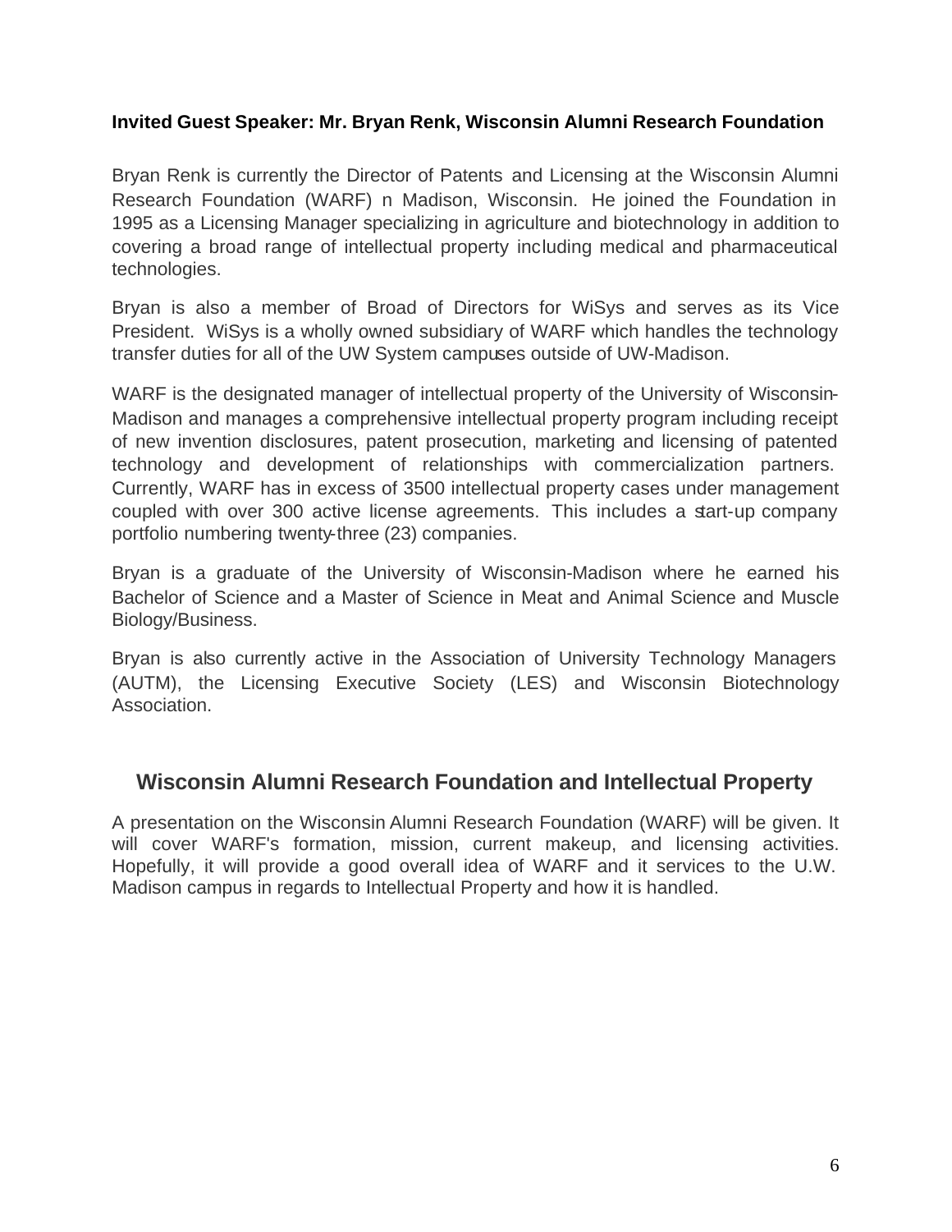**Invited Guest Speaker: Mr. Bryan Renk, Wisconsin Alumni Research Foundation**

Bryan Renk is currently the Director of Patents and Licensing at the Wisconsin Alumni Research Foundation (WARF) n Madison, Wisconsin. He joined the Foundation in 1995 as a Licensing Manager specializing in agriculture and biotechnology in addition to covering a broad range of intellectual property including medical and pharmaceutical technologies.

Bryan is also a member of Broad of Directors for WiSys and serves as its Vice President. WiSys is a wholly owned subsidiary of WARF which handles the technology transfer duties for all of the UW System campuses outside of UW-Madison.

WARF is the designated manager of intellectual property of the University of Wisconsin-Madison and manages a comprehensive intellectual property program including receipt of new invention disclosures, patent prosecution, marketing and licensing of patented technology and development of relationships with commercialization partners. Currently, WARF has in excess of 3500 intellectual property cases under management coupled with over 300 active license agreements. This includes a start-up company portfolio numbering twenty-three (23) companies.

Bryan is a graduate of the University of Wisconsin-Madison where he earned his Bachelor of Science and a Master of Science in Meat and Animal Science and Muscle Biology/Business.

Bryan is also currently active in the Association of University Technology Managers (AUTM), the Licensing Executive Society (LES) and Wisconsin Biotechnology Association.

## Wisconsin Alumni Research Foundation and Intellectual Property

A presentation on the Wisconsin Alumni Research Foundation (WARF) will be given. It will cover WARF's formation, mission, current makeup, and licensing activities. Hopefully, it will provide a good overall idea of WARF and it services to the U.W. Madison campus in regards to Intellectual Property and how it is handled.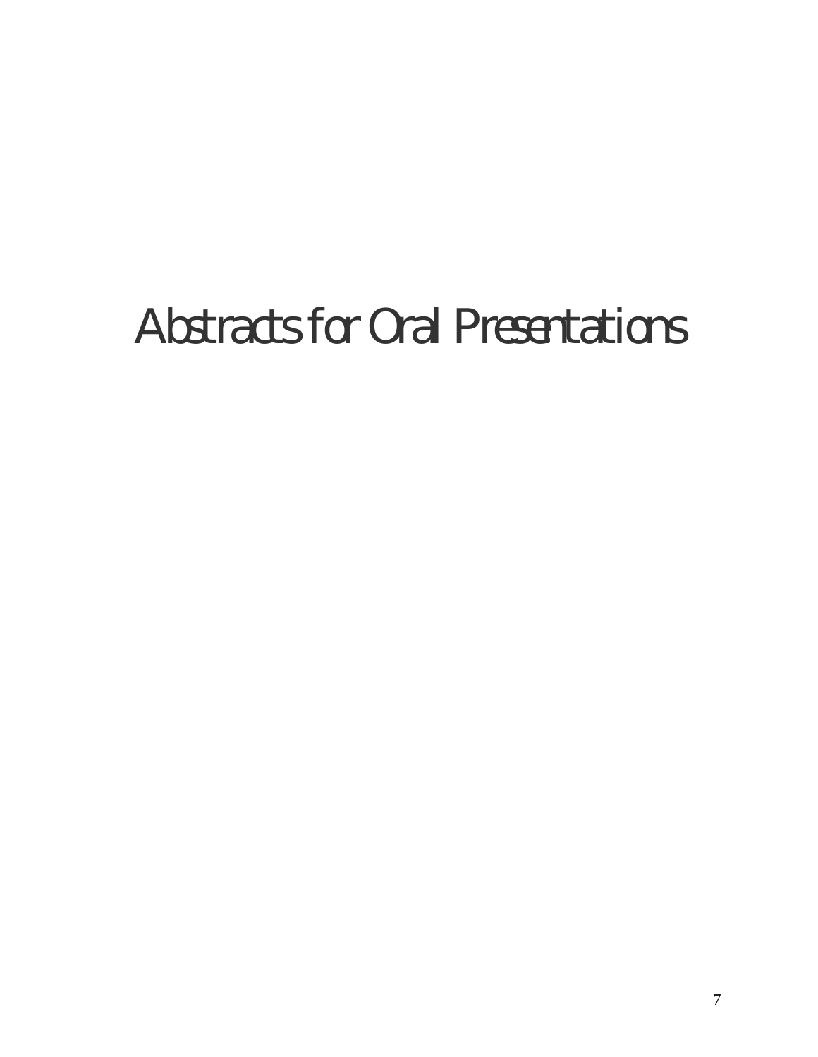# Abstracts for Oral Presentations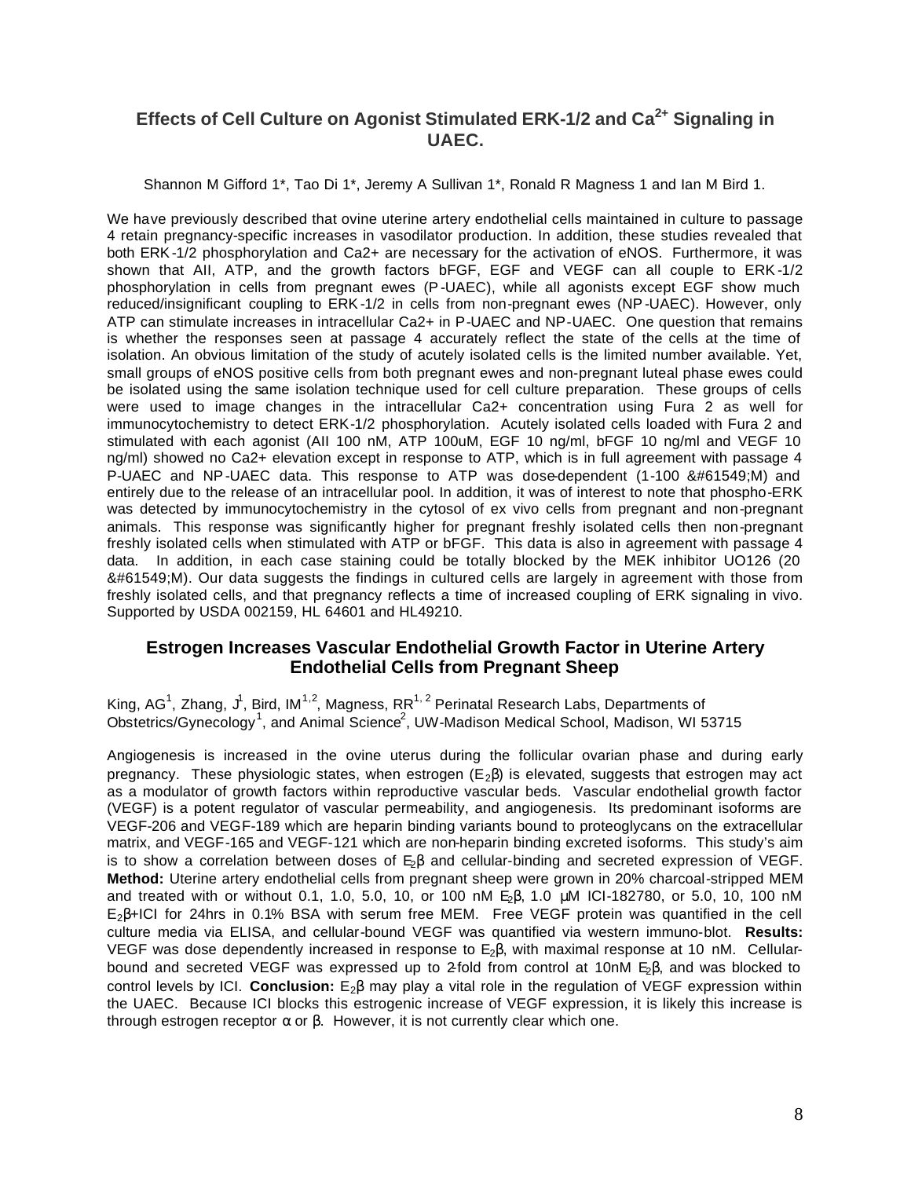## Effects of Cell Culture on Agonist Stimulated ERK-1/2 and $Ca^{2+}$ Signaling in UAEC.

Shannon M Gifford 1*, Tao Di 1*, Jeremy A Sullivan 1*, Ronald R Magness 1 and Ian M Bird 1.

We have previously described that ovine uterine artery endothelial cells maintained in culture to passage 4 retain pregnancy-specific increases in vasodilator production. In addition, these studies revealed that both ERK-1/2 phosphorylation and Ca2+ are necessary for the activation of eNOS. Furthermore, it was shown that AII, ATP, and the growth factors bFGF, EGF and VEGF can all couple to ERK-1/2 phosphorylation in cells from pregnant ewes (P-UAEC), while all agonists except EGF show much reduced/insignificant coupling to ERK-1/2 in cells from non-pregnant ewes (NP-UAEC). However, only ATP can stimulate increases in intracellular Ca2+ in P-UAEC and NP-UAEC. One question that remains is whether the responses seen at passage 4 accurately reflect the state of the cells at the time of isolation. An obvious limitation of the study of acutely isolated cells is the limited number available. Yet, small groups of eNOS positive cells from both pregnant ewes and non-pregnant luteal phase ewes could be isolated using the same isolation technique used for cell culture preparation. These groups of cells were used to image changes in the intracellular Ca2+ concentration using Fura 2 as well for immunocytochemistry to detect ERK-1/2 phosphorylation. Acutely isolated cells loaded with Fura 2 and stimulated with each agonist (AII 100 nM, ATP 100uM, EGF 10 ng/ml, bFGF 10 ng/ml and VEGF 10 ng/ml) showed no Ca2+ elevation except in response to ATP, which is in full agreement with passage 4 P-UAEC and NP-UAEC data. This response to ATP was dose-dependent (1-100 &#61549;M) and entirely due to the release of an intracellular pool. In addition, it was of interest to note that phospho-ERK was detected by immunocytochemistry in the cytosol of ex vivo cells from pregnant and non-pregnant animals. This response was significantly higher for pregnant freshly isolated cells then non-pregnant freshly isolated cells when stimulated with ATP or bFGF. This data is also in agreement with passage 4 data. In addition, in each case staining could be totally blocked by the MEK inhibitor UO126 (20 &#61549;M). Our data suggests the findings in cultured cells are largely in agreement with those from freshly isolated cells, and that pregnancy reflects a time of increased coupling of ERK signaling in vivo. Supported by USDA 002159, HL 64601 and HL49210.

## Estrogen Increases Vascular Endothelial Growth Factor in Uterine Artery Endothelial Cells from Pregnant Sheep

King, AG[1], Zhang, J[1], Bird, IM[1,2], Magness, RR[1,2] Perinatal Research Labs, Departments of Obstetrics/Gynecology[1], and Animal Science[2], UW-Madison Medical School, Madison, WI 53715

Angiogenesis is increased in the ovine uterus during the follicular ovarian phase and during early pregnancy. These physiologic states, when estrogen ($E_2\beta$) is elevated, suggests that estrogen may act as a modulator of growth factors within reproductive vascular beds. Vascular endothelial growth factor (VEGF) is a potent regulator of vascular permeability, and angiogenesis. Its predominant isoforms are VEGF-206 and VEGF-189 which are heparin binding variants bound to proteoglycans on the extracellular matrix, and VEGF-165 and VEGF-121 which are non-heparin binding excreted isoforms. This study's aim is to show a correlation between doses of $E_2\beta$ and cellular-binding and secreted expression of VEGF. **Method:** Uterine artery endothelial cells from pregnant sheep were grown in 20% charcoal-stripped MEM and treated with or without 0.1, 1.0, 5.0, 10, or 100 nM $E_2\beta$, 1.0 µM ICI-182780, or 5.0, 10, 100 nM $E_2\beta$+ICI for 24hrs in 0.1% BSA with serum free MEM. Free VEGF protein was quantified in the cell culture media via ELISA, and cellular-bound VEGF was quantified via western immuno-blot. **Results:** VEGF was dose dependently increased in response to $E_2\beta$, with maximal response at 10 nM. Cellular-bound and secreted VEGF was expressed up to 2-fold from control at 10nM $E_2\beta$, and was blocked to control levels by ICI. **Conclusion:** $E_2\beta$ may play a vital role in the regulation of VEGF expression within the UAEC. Because ICI blocks this estrogenic increase of VEGF expression, it is likely this increase is through estrogen receptor α or β. However, it is not currently clear which one.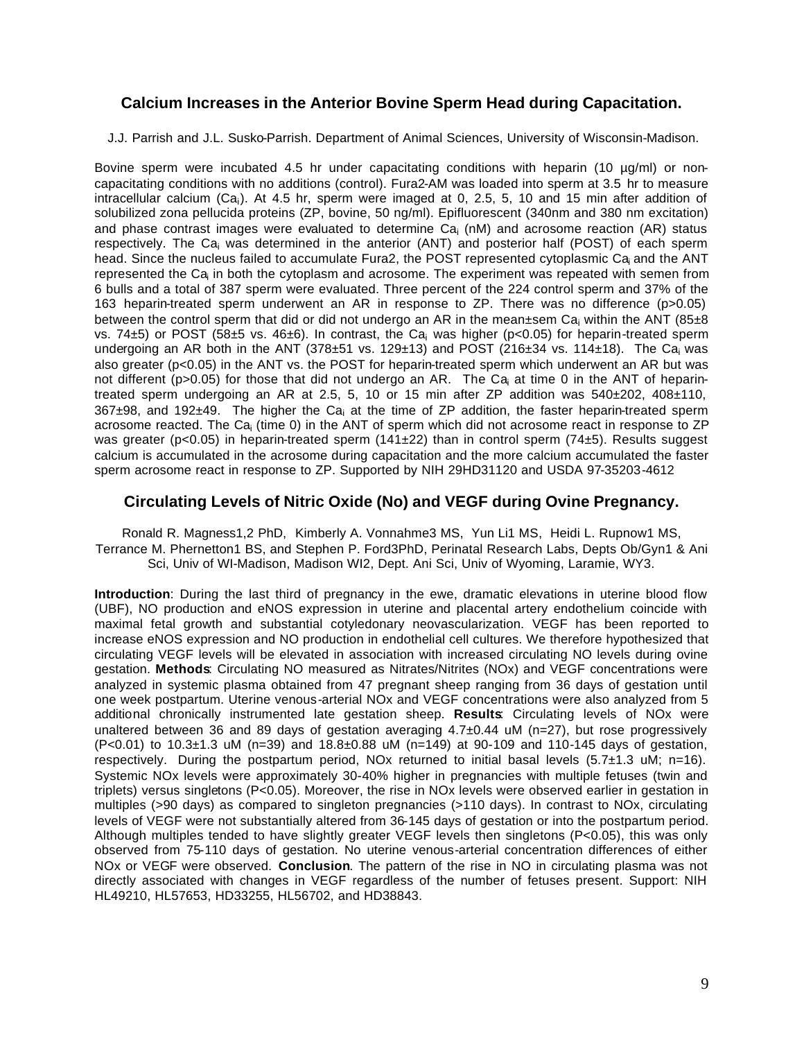## Calcium Increases in the Anterior Bovine Sperm Head during Capacitation.

J.J. Parrish and J.L. Susko-Parrish. Department of Animal Sciences, University of Wisconsin-Madison.

Bovine sperm were incubated 4.5 hr under capacitating conditions with heparin (10 µg/ml) or non-capacitating conditions with no additions (control). Fura2-AM was loaded into sperm at 3.5 hr to measure intracellular calcium ($Ca_i$). At 4.5 hr, sperm were imaged at 0, 2.5, 5, 10 and 15 min after addition of solubilized zona pellucida proteins (ZP, bovine, 50 ng/ml). Epifluorescent (340nm and 380 nm excitation) and phase contrast images were evaluated to determine $Ca_i$ (nM) and acrosome reaction (AR) status respectively. The $Ca_i$ was determined in the anterior (ANT) and posterior half (POST) of each sperm head. Since the nucleus failed to accumulate Fura2, the POST represented cytoplasmic $Ca_i$ and the ANT represented the $Ca_i$ in both the cytoplasm and acrosome. The experiment was repeated with semen from 6 bulls and a total of 387 sperm were evaluated. Three percent of the 224 control sperm and 37% of the 163 heparin-treated sperm underwent an AR in response to ZP. There was no difference ($p>0.05$) between the control sperm that did or did not undergo an AR in the mean±sem $Ca_i$ within the ANT (85±8 vs. 74±5) or POST (58±5 vs. 46±6). In contrast, the $Ca_i$ was higher ($p<0.05$) for heparin-treated sperm undergoing an AR both in the ANT (378±51 vs. 129±13) and POST (216±34 vs. 114±18). The $Ca_i$ was also greater ($p<0.05$) in the ANT vs. the POST for heparin-treated sperm which underwent an AR but was not different ($p>0.05$) for those that did not undergo an AR. The $Ca_i$ at time 0 in the ANT of heparin-treated sperm undergoing an AR at 2.5, 5, 10 or 15 min after ZP addition was 540±202, 408±110, 367±98, and 192±49. The higher the $Ca_i$ at the time of ZP addition, the faster heparin-treated sperm acrosome reacted. The $Ca_i$ (time 0) in the ANT of sperm which did not acrosome react in response to ZP was greater ($p<0.05$) in heparin-treated sperm (141±22) than in control sperm (74±5). Results suggest calcium is accumulated in the acrosome during capacitation and the more calcium accumulated the faster sperm acrosome react in response to ZP. Supported by NIH 29HD31120 and USDA 97-35203-4612

## Circulating Levels of Nitric Oxide (No) and VEGF during Ovine Pregnancy.

Ronald R. Magness[1,2] PhD, Kimberly A. Vonnahme[3] MS, Yun Li[1] MS, Heidi L. Rupnow[1] MS, Terrance M. Phernetton[1] BS, and Stephen P. Ford[3]PhD, Perinatal Research Labs, Depts Ob/Gyn[1] & Ani Sci, Univ of WI-Madison, Madison WI[2], Dept. Ani Sci, Univ of Wyoming, Laramie, WY[3].

**Introduction**: During the last third of pregnancy in the ewe, dramatic elevations in uterine blood flow (UBF), NO production and eNOS expression in uterine and placental artery endothelium coincide with maximal fetal growth and substantial cotyledonary neovascularization. VEGF has been reported to increase eNOS expression and NO production in endothelial cell cultures. We therefore hypothesized that circulating VEGF levels will be elevated in association with increased circulating NO levels during ovine gestation. **Methods**: Circulating NO measured as Nitrates/Nitrites (NOx) and VEGF concentrations were analyzed in systemic plasma obtained from 47 pregnant sheep ranging from 36 days of gestation until one week postpartum. Uterine venous-arterial NOx and VEGF concentrations were also analyzed from 5 additional chronically instrumented late gestation sheep. **Results**: Circulating levels of NOx were unaltered between 36 and 89 days of gestation averaging 4.7±0.44 uM (n=27), but rose progressively ($P<0.01$) to 10.3±1.3 uM (n=39) and 18.8±0.88 uM (n=149) at 90-109 and 110-145 days of gestation, respectively. During the postpartum period, NOx returned to initial basal levels (5.7±1.3 uM; n=16). Systemic NOx levels were approximately 30-40% higher in pregnancies with multiple fetuses (twin and triplets) versus singletons ($P<0.05$). Moreover, the rise in NOx levels were observed earlier in gestation in multiples (>90 days) as compared to singleton pregnancies (>110 days). In contrast to NOx, circulating levels of VEGF were not substantially altered from 36-145 days of gestation or into the postpartum period. Although multiples tended to have slightly greater VEGF levels then singletons ($P<0.05$), this was only observed from 75-110 days of gestation. No uterine venous-arterial concentration differences of either NOx or VEGF were observed. **Conclusion**. The pattern of the rise in NO in circulating plasma was not directly associated with changes in VEGF regardless of the number of fetuses present. Support: NIH HL49210, HL57653, HD33255, HL56702, and HD38843.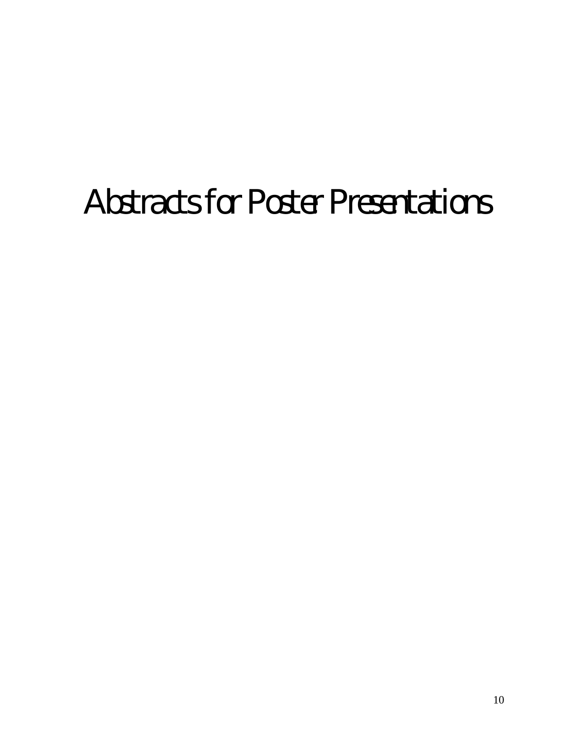# Abstracts for Poster Presentations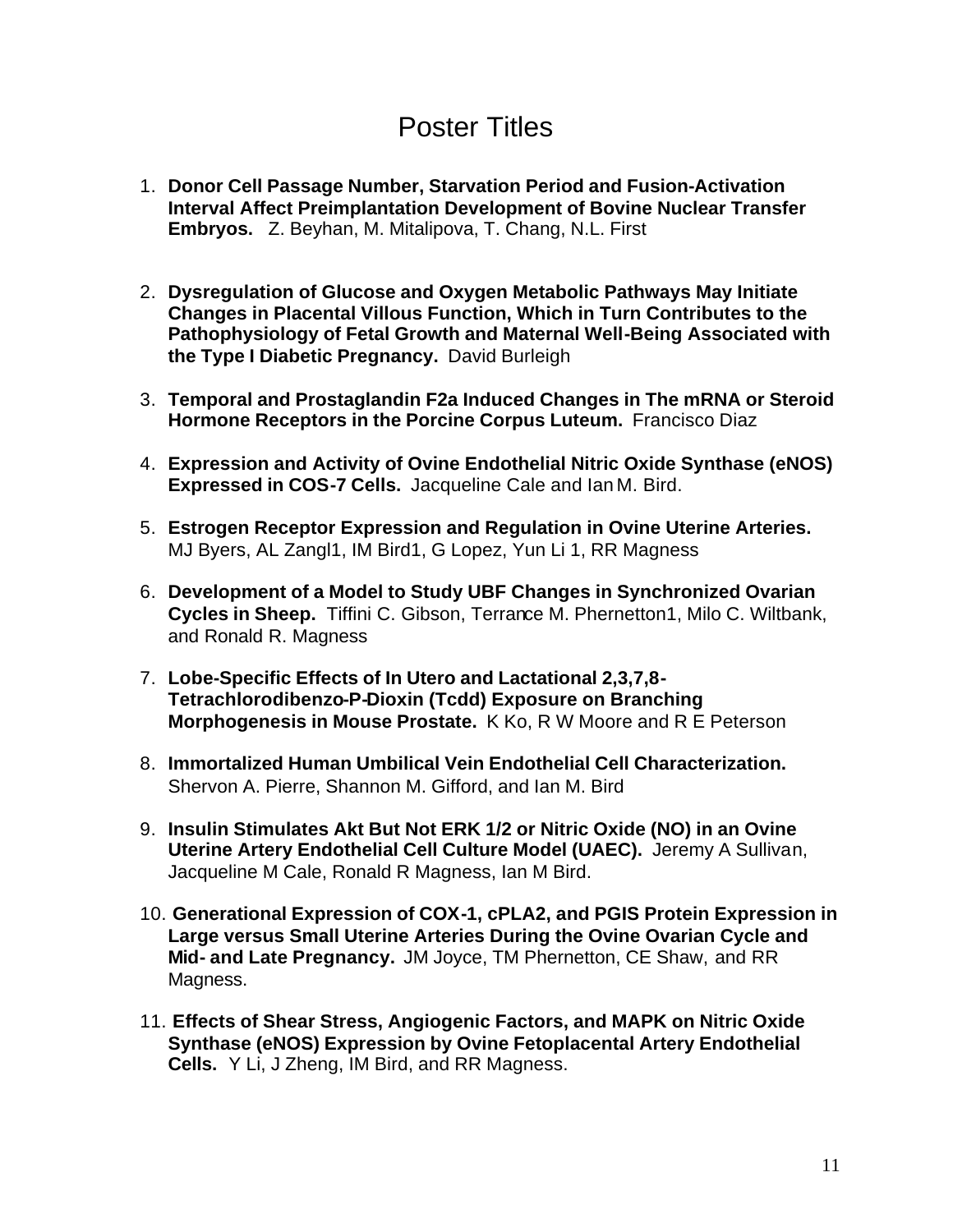# Poster Titles

1. **Donor Cell Passage Number, Starvation Period and Fusion-Activation Interval Affect Preimplantation Development of Bovine Nuclear Transfer Embryos.** Z. Beyhan, M. Mitalipova, T. Chang, N.L. First

2. **Dysregulation of Glucose and Oxygen Metabolic Pathways May Initiate Changes in Placental Villous Function, Which in Turn Contributes to the Pathophysiology of Fetal Growth and Maternal Well-Being Associated with the Type I Diabetic Pregnancy.** David Burleigh

3. **Temporal and Prostaglandin F2a Induced Changes in The mRNA or Steroid Hormone Receptors in the Porcine Corpus Luteum.** Francisco Diaz

4. **Expression and Activity of Ovine Endothelial Nitric Oxide Synthase (eNOS) Expressed in COS-7 Cells.** Jacqueline Cale and Ian M. Bird.

5. **Estrogen Receptor Expression and Regulation in Ovine Uterine Arteries.** MJ Byers, AL Zangl1, IM Bird1, G Lopez, Yun Li 1, RR Magness

6. **Development of a Model to Study UBF Changes in Synchronized Ovarian Cycles in Sheep.** Tiffini C. Gibson, Terrance M. Phernetton1, Milo C. Wiltbank, and Ronald R. Magness

7. **Lobe-Specific Effects of In Utero and Lactational 2,3,7,8-Tetrachlorodibenzo-P-Dioxin (Tcdd) Exposure on Branching Morphogenesis in Mouse Prostate.** K Ko, R W Moore and R E Peterson

8. **Immortalized Human Umbilical Vein Endothelial Cell Characterization.** Shervon A. Pierre, Shannon M. Gifford, and Ian M. Bird

9. **Insulin Stimulates Akt But Not ERK 1/2 or Nitric Oxide (NO) in an Ovine Uterine Artery Endothelial Cell Culture Model (UAEC).** Jeremy A Sullivan, Jacqueline M Cale, Ronald R Magness, Ian M Bird.

10. **Generational Expression of COX-1, cPLA2, and PGIS Protein Expression in Large versus Small Uterine Arteries During the Ovine Ovarian Cycle and Mid- and Late Pregnancy.** JM Joyce, TM Phernetton, CE Shaw, and RR Magness.

11. **Effects of Shear Stress, Angiogenic Factors, and MAPK on Nitric Oxide Synthase (eNOS) Expression by Ovine Fetoplacental Artery Endothelial Cells.** Y Li, J Zheng, IM Bird, and RR Magness.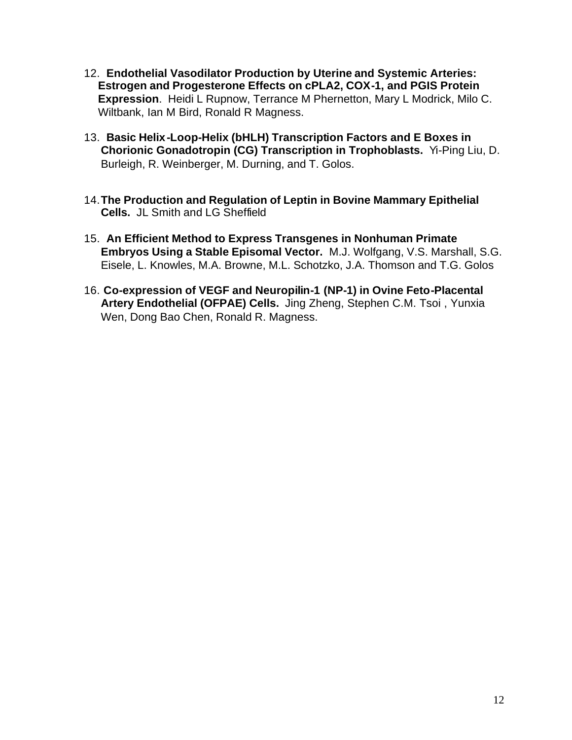12. **Endothelial Vasodilator Production by Uterine and Systemic Arteries: Estrogen and Progesterone Effects on cPLA2, COX-1, and PGIS Protein Expression**. Heidi L Rupnow, Terrance M Phernetton, Mary L Modrick, Milo C. Wiltbank, Ian M Bird, Ronald R Magness.

13. **Basic Helix-Loop-Helix (bHLH) Transcription Factors and E Boxes in Chorionic Gonadotropin (CG) Transcription in Trophoblasts.** Yi-Ping Liu, D. Burleigh, R. Weinberger, M. Durning, and T. Golos.

14. **The Production and Regulation of Leptin in Bovine Mammary Epithelial Cells.** JL Smith and LG Sheffield

15. **An Efficient Method to Express Transgenes in Nonhuman Primate Embryos Using a Stable Episomal Vector.** M.J. Wolfgang, V.S. Marshall, S.G. Eisele, L. Knowles, M.A. Browne, M.L. Schotzko, J.A. Thomson and T.G. Golos

16. **Co-expression of VEGF and Neuropilin-1 (NP-1) in Ovine Feto-Placental Artery Endothelial (OFPAE) Cells.** Jing Zheng, Stephen C.M. Tsoi , Yunxia Wen, Dong Bao Chen, Ronald R. Magness.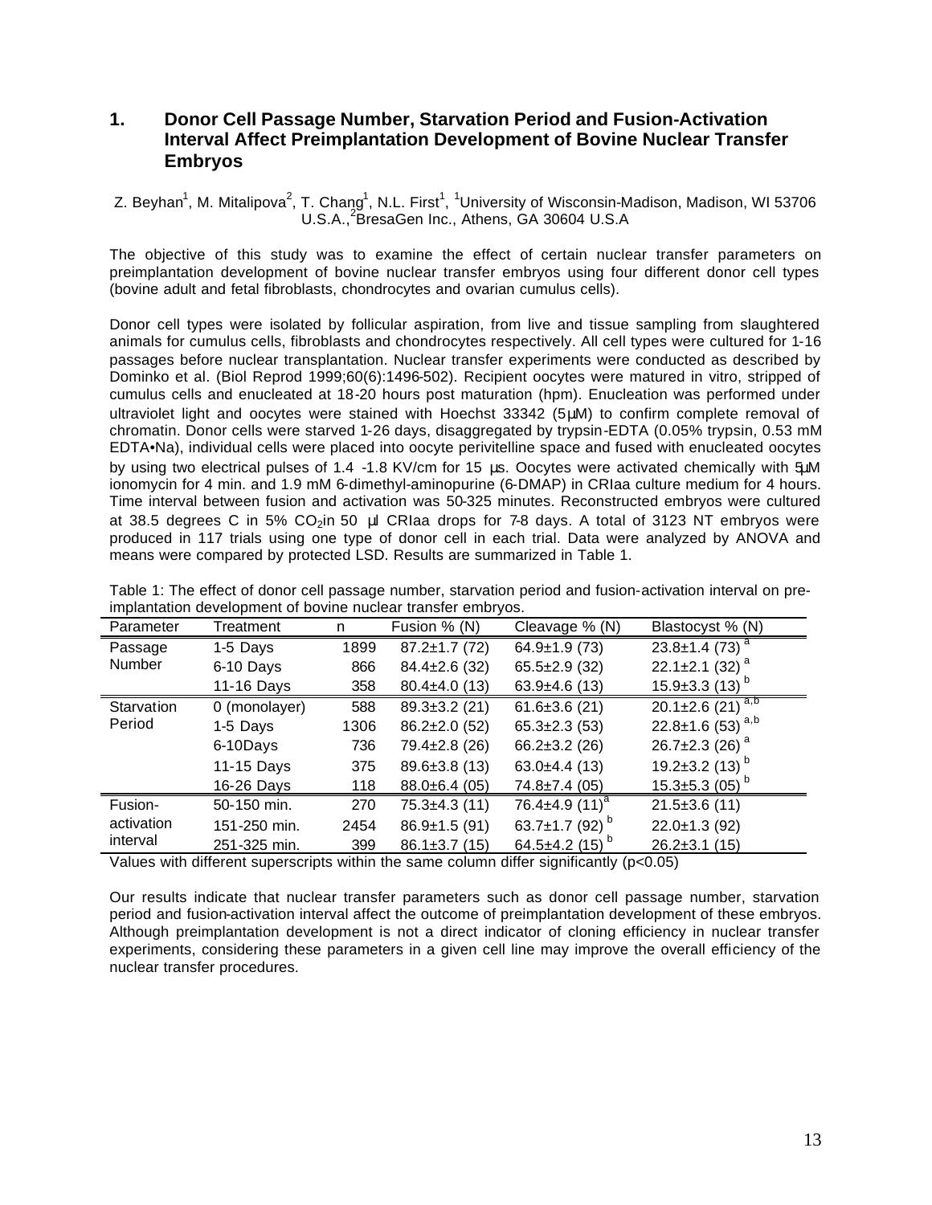## 1. Donor Cell Passage Number, Starvation Period and Fusion-Activation Interval Affect Preimplantation Development of Bovine Nuclear Transfer Embryos

Z. Beyhan[1], M. Mitalipova[2], T. Chang[1], N.L. First[1], [1]University of Wisconsin-Madison, Madison, WI 53706 U.S.A.,[2]BresaGen Inc., Athens, GA 30604 U.S.A

The objective of this study was to examine the effect of certain nuclear transfer parameters on preimplantation development of bovine nuclear transfer embryos using four different donor cell types (bovine adult and fetal fibroblasts, chondrocytes and ovarian cumulus cells).

Donor cell types were isolated by follicular aspiration, from live and tissue sampling from slaughtered animals for cumulus cells, fibroblasts and chondrocytes respectively. All cell types were cultured for 1-16 passages before nuclear transplantation. Nuclear transfer experiments were conducted as described by Dominko et al. (Biol Reprod 1999;60(6):1496-502). Recipient oocytes were matured in vitro, stripped of cumulus cells and enucleated at 18-20 hours post maturation (hpm). Enucleation was performed under ultraviolet light and oocytes were stained with Hoechst 33342 (5µM) to confirm complete removal of chromatin. Donor cells were starved 1-26 days, disaggregated by trypsin-EDTA (0.05% trypsin, 0.53 mM EDTA•Na), individual cells were placed into oocyte perivitelline space and fused with enucleated oocytes by using two electrical pulses of 1.4 -1.8 KV/cm for 15 µs. Oocytes were activated chemically with 5µM ionomycin for 4 min. and 1.9 mM 6-dimethyl-aminopurine (6-DMAP) in CRIaa culture medium for 4 hours. Time interval between fusion and activation was 50-325 minutes. Reconstructed embryos were cultured at 38.5 degrees C in 5% $CO_2$ in 50 µl CRIaa drops for 7-8 days. A total of 3123 NT embryos were produced in 117 trials using one type of donor cell in each trial. Data were analyzed by ANOVA and means were compared by protected LSD. Results are summarized in Table 1.

Table 1: The effect of donor cell passage number, starvation period and fusion-activation interval on pre-implantation development of bovine nuclear transfer embryos.

| Parameter | Treatment | n | Fusion % (N) | Cleavage % (N) | Blastocyst % (N) |
|---|---|---|---|---|---|
| Passage Number | 1-5 Days | 1899 | 87.2±1.7 (72) | 64.9±1.9 (73) | 23.8±1.4 (73) [a] |
| | 6-10 Days | 866 | 84.4±2.6 (32) | 65.5±2.9 (32) | 22.1±2.1 (32) [a] |
| | 11-16 Days | 358 | 80.4±4.0 (13) | 63.9±4.6 (13) | 15.9±3.3 (13) [b] |
| Starvation Period | 0 (monolayer) | 588 | 89.3±3.2 (21) | 61.6±3.6 (21) | 20.1±2.6 (21) [a,b] |
| | 1-5 Days | 1306 | 86.2±2.0 (52) | 65.3±2.3 (53) | 22.8±1.6 (53) [a,b] |
| | 6-10Days | 736 | 79.4±2.8 (26) | 66.2±3.2 (26) | 26.7±2.3 (26) [a] |
| | 11-15 Days | 375 | 89.6±3.8 (13) | 63.0±4.4 (13) | 19.2±3.2 (13) [b] |
| | 16-26 Days | 118 | 88.0±6.4 (05) | 74.8±7.4 (05) | 15.3±5.3 (05) [b] |
| Fusion-activation interval | 50-150 min. | 270 | 75.3±4.3 (11) | 76.4±4.9 (11) [a] | 21.5±3.6 (11) |
| | 151-250 min. | 2454 | 86.9±1.5 (91) | 63.7±1.7 (92) [b] | 22.0±1.3 (92) |
| | 251-325 min. | 399 | 86.1±3.7 (15) | 64.5±4.2 (15) [b] | 26.2±3.1 (15) |

Values with different superscripts within the same column differ significantly ($p<0.05$)

Our results indicate that nuclear transfer parameters such as donor cell passage number, starvation period and fusion-activation interval affect the outcome of preimplantation development of these embryos. Although preimplantation development is not a direct indicator of cloning efficiency in nuclear transfer experiments, considering these parameters in a given cell line may improve the overall efficiency of the nuclear transfer procedures.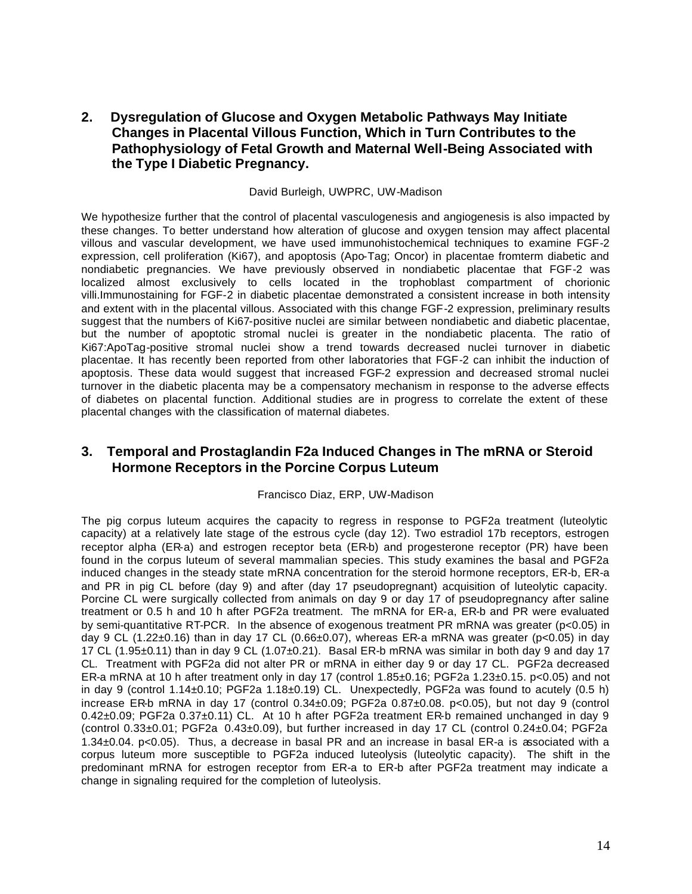## 2. Dysregulation of Glucose and Oxygen Metabolic Pathways May Initiate Changes in Placental Villous Function, Which in Turn Contributes to the Pathophysiology of Fetal Growth and Maternal Well-Being Associated with the Type I Diabetic Pregnancy.

David Burleigh, UWPRC, UW-Madison

We hypothesize further that the control of placental vasculogenesis and angiogenesis is also impacted by these changes. To better understand how alteration of glucose and oxygen tension may affect placental villous and vascular development, we have used immunohistochemical techniques to examine FGF-2 expression, cell proliferation (Ki67), and apoptosis (Apo-Tag; Oncor) in placentae fromterm diabetic and nondiabetic pregnancies. We have previously observed in nondiabetic placentae that FGF-2 was localized almost exclusively to cells located in the trophoblast compartment of chorionic villi.Immunostaining for FGF-2 in diabetic placentae demonstrated a consistent increase in both intensity and extent with in the placental villous. Associated with this change FGF-2 expression, preliminary results suggest that the numbers of Ki67-positive nuclei are similar between nondiabetic and diabetic placentae, but the number of apoptotic stromal nuclei is greater in the nondiabetic placenta. The ratio of Ki67:ApoTag-positive stromal nuclei show a trend towards decreased nuclei turnover in diabetic placentae. It has recently been reported from other laboratories that FGF-2 can inhibit the induction of apoptosis. These data would suggest that increased FGF-2 expression and decreased stromal nuclei turnover in the diabetic placenta may be a compensatory mechanism in response to the adverse effects of diabetes on placental function. Additional studies are in progress to correlate the extent of these placental changes with the classification of maternal diabetes.

## 3. Temporal and Prostaglandin F2a Induced Changes in The mRNA or Steroid Hormone Receptors in the Porcine Corpus Luteum

Francisco Diaz, ERP, UW-Madison

The pig corpus luteum acquires the capacity to regress in response to PGF2a treatment (luteolytic capacity) at a relatively late stage of the estrous cycle (day 12). Two estradiol 17b receptors, estrogen receptor alpha (ER-a) and estrogen receptor beta (ER-b) and progesterone receptor (PR) have been found in the corpus luteum of several mammalian species. This study examines the basal and PGF2a induced changes in the steady state mRNA concentration for the steroid hormone receptors, ER-b, ER-a and PR in pig CL before (day 9) and after (day 17 pseudopregnant) acquisition of luteolytic capacity. Porcine CL were surgically collected from animals on day 9 or day 17 of pseudopregnancy after saline treatment or 0.5 h and 10 h after PGF2a treatment. The mRNA for ER-a, ER-b and PR were evaluated by semi-quantitative RT-PCR. In the absence of exogenous treatment PR mRNA was greater ($p<0.05$) in day 9 CL (1.22±0.16) than in day 17 CL (0.66±0.07), whereas ER-a mRNA was greater ($p<0.05$) in day 17 CL (1.95±0.11) than in day 9 CL (1.07±0.21). Basal ER-b mRNA was similar in both day 9 and day 17 CL. Treatment with PGF2a did not alter PR or mRNA in either day 9 or day 17 CL. PGF2a decreased ER-a mRNA at 10 h after treatment only in day 17 (control 1.85±0.16; PGF2a 1.23±0.15. $p<0.05$) and not in day 9 (control 1.14±0.10; PGF2a 1.18±0.19) CL. Unexpectedly, PGF2a was found to acutely (0.5 h) increase ER-b mRNA in day 17 (control 0.34±0.09; PGF2a 0.87±0.08. $p<0.05$), but not day 9 (control 0.42±0.09; PGF2a 0.37±0.11) CL. At 10 h after PGF2a treatment ER-b remained unchanged in day 9 (control 0.33±0.01; PGF2a 0.43±0.09), but further increased in day 17 CL (control 0.24±0.04; PGF2a 1.34±0.04. $p<0.05$). Thus, a decrease in basal PR and an increase in basal ER-a is associated with a corpus luteum more susceptible to PGF2a induced luteolysis (luteolytic capacity). The shift in the predominant mRNA for estrogen receptor from ER-a to ER-b after PGF2a treatment may indicate a change in signaling required for the completion of luteolysis.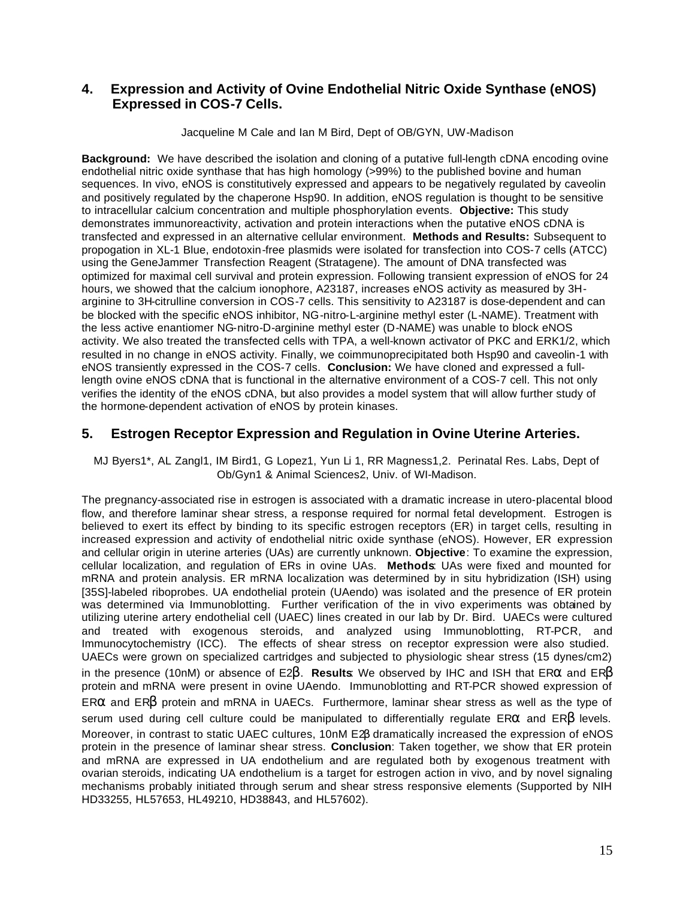## 4. Expression and Activity of Ovine Endothelial Nitric Oxide Synthase (eNOS) Expressed in COS-7 Cells.

Jacqueline M Cale and Ian M Bird, Dept of OB/GYN, UW-Madison

**Background:** We have described the isolation and cloning of a putative full-length cDNA encoding ovine endothelial nitric oxide synthase that has high homology (>99%) to the published bovine and human sequences. In vivo, eNOS is constitutively expressed and appears to be negatively regulated by caveolin and positively regulated by the chaperone Hsp90. In addition, eNOS regulation is thought to be sensitive to intracellular calcium concentration and multiple phosphorylation events. **Objective:** This study demonstrates immunoreactivity, activation and protein interactions when the putative eNOS cDNA is transfected and expressed in an alternative cellular environment. **Methods and Results:** Subsequent to propogation in XL-1 Blue, endotoxin-free plasmids were isolated for transfection into COS-7 cells (ATCC) using the GeneJammer Transfection Reagent (Stratagene). The amount of DNA transfected was optimized for maximal cell survival and protein expression. Following transient expression of eNOS for 24 hours, we showed that the calcium ionophore, A23187, increases eNOS activity as measured by 3H-arginine to 3H-citrulline conversion in COS-7 cells. This sensitivity to A23187 is dose-dependent and can be blocked with the specific eNOS inhibitor, NG-nitro-L-arginine methyl ester (L-NAME). Treatment with the less active enantiomer NG-nitro-D-arginine methyl ester (D-NAME) was unable to block eNOS activity. We also treated the transfected cells with TPA, a well-known activator of PKC and ERK1/2, which resulted in no change in eNOS activity. Finally, we coimmunoprecipitated both Hsp90 and caveolin-1 with eNOS transiently expressed in the COS-7 cells. **Conclusion:** We have cloned and expressed a full-length ovine eNOS cDNA that is functional in the alternative environment of a COS-7 cell. This not only verifies the identity of the eNOS cDNA, but also provides a model system that will allow further study of the hormone-dependent activation of eNOS by protein kinases.

## 5. Estrogen Receptor Expression and Regulation in Ovine Uterine Arteries.

MJ Byers1*, AL Zangl1, IM Bird1, G Lopez1, Yun Li 1, RR Magness1,2. Perinatal Res. Labs, Dept of Ob/Gyn1 & Animal Sciences2, Univ. of WI-Madison.

The pregnancy-associated rise in estrogen is associated with a dramatic increase in utero-placental blood flow, and therefore laminar shear stress, a response required for normal fetal development. Estrogen is believed to exert its effect by binding to its specific estrogen receptors (ER) in target cells, resulting in increased expression and activity of endothelial nitric oxide synthase (eNOS). However, ER expression and cellular origin in uterine arteries (UAs) are currently unknown. **Objective**: To examine the expression, cellular localization, and regulation of ERs in ovine UAs. **Methods**: UAs were fixed and mounted for mRNA and protein analysis. ER mRNA localization was determined by in situ hybridization (ISH) using [35S]-labeled riboprobes. UA endothelial protein (UAendo) was isolated and the presence of ER protein was determined via Immunoblotting. Further verification of the in vivo experiments was obtained by utilizing uterine artery endothelial cell (UAEC) lines created in our lab by Dr. Bird. UAECs were cultured and treated with exogenous steroids, and analyzed using Immunoblotting, RT-PCR, and Immunocytochemistry (ICC). The effects of shear stress on receptor expression were also studied. UAECs were grown on specialized cartridges and subjected to physiologic shear stress (15 dynes/cm2) in the presence (10nM) or absence of E2β. **Results**: We observed by IHC and ISH that ERα and ERβ protein and mRNA were present in ovine UAendo. Immunoblotting and RT-PCR showed expression of ERα and ERβ protein and mRNA in UAECs. Furthermore, laminar shear stress as well as the type of serum used during cell culture could be manipulated to differentially regulate ERα and ERβ levels. Moreover, in contrast to static UAEC cultures, 10nM E2β dramatically increased the expression of eNOS protein in the presence of laminar shear stress. **Conclusion**: Taken together, we show that ER protein and mRNA are expressed in UA endothelium and are regulated both by exogenous treatment with ovarian steroids, indicating UA endothelium is a target for estrogen action in vivo, and by novel signaling mechanisms probably initiated through serum and shear stress responsive elements (Supported by NIH HD33255, HL57653, HL49210, HD38843, and HL57602).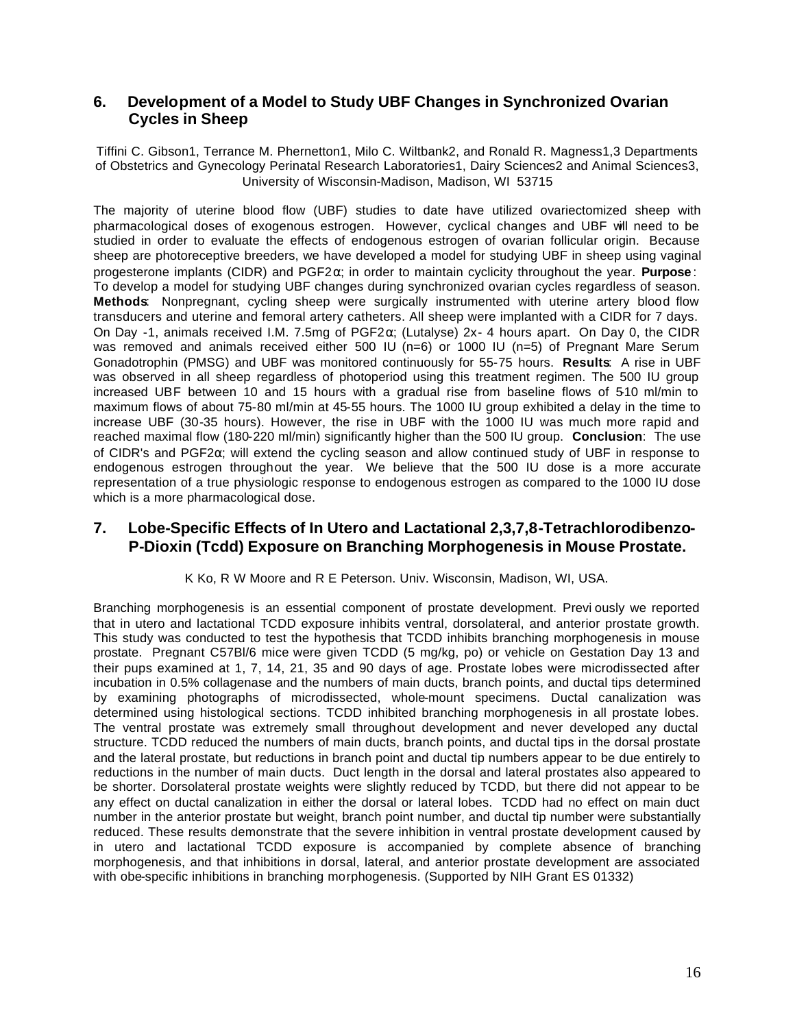## 6. Development of a Model to Study UBF Changes in Synchronized Ovarian Cycles in Sheep

Tiffini C. Gibson[1], Terrance M. Phernetton[1], Milo C. Wiltbank[2], and Ronald R. Magness[1,3] Departments of Obstetrics and Gynecology Perinatal Research Laboratories[1], Dairy Sciences[2] and Animal Sciences[3], University of Wisconsin-Madison, Madison, WI 53715

The majority of uterine blood flow (UBF) studies to date have utilized ovariectomized sheep with pharmacological doses of exogenous estrogen. However, cyclical changes and UBF will need to be studied in order to evaluate the effects of endogenous estrogen of ovarian follicular origin. Because sheep are photoreceptive breeders, we have developed a model for studying UBF in sheep using vaginal progesterone implants (CIDR) and PGF2α; in order to maintain cyclicity throughout the year. **Purpose**: To develop a model for studying UBF changes during synchronized ovarian cycles regardless of season. **Methods**: Nonpregnant, cycling sheep were surgically instrumented with uterine artery blood flow transducers and uterine and femoral artery catheters. All sheep were implanted with a CIDR for 7 days. On Day -1, animals received I.M. 7.5mg of PGF2α; (Lutalyse) 2x- 4 hours apart. On Day 0, the CIDR was removed and animals received either 500 IU (n=6) or 1000 IU (n=5) of Pregnant Mare Serum Gonadotrophin (PMSG) and UBF was monitored continuously for 55-75 hours. **Results**: A rise in UBF was observed in all sheep regardless of photoperiod using this treatment regimen. The 500 IU group increased UBF between 10 and 15 hours with a gradual rise from baseline flows of 5-10 ml/min to maximum flows of about 75-80 ml/min at 45-55 hours. The 1000 IU group exhibited a delay in the time to increase UBF (30-35 hours). However, the rise in UBF with the 1000 IU was much more rapid and reached maximal flow (180-220 ml/min) significantly higher than the 500 IU group. **Conclusion**: The use of CIDR's and PGF2α; will extend the cycling season and allow continued study of UBF in response to endogenous estrogen throughout the year. We believe that the 500 IU dose is a more accurate representation of a true physiologic response to endogenous estrogen as compared to the 1000 IU dose which is a more pharmacological dose.

## 7. Lobe-Specific Effects of In Utero and Lactational 2,3,7,8-Tetrachlorodibenzo-P-Dioxin (Tcdd) Exposure on Branching Morphogenesis in Mouse Prostate.

K Ko, R W Moore and R E Peterson. Univ. Wisconsin, Madison, WI, USA.

Branching morphogenesis is an essential component of prostate development. Previously we reported that in utero and lactational TCDD exposure inhibits ventral, dorsolateral, and anterior prostate growth. This study was conducted to test the hypothesis that TCDD inhibits branching morphogenesis in mouse prostate. Pregnant C57Bl/6 mice were given TCDD (5 mg/kg, po) or vehicle on Gestation Day 13 and their pups examined at 1, 7, 14, 21, 35 and 90 days of age. Prostate lobes were microdissected after incubation in 0.5% collagenase and the numbers of main ducts, branch points, and ductal tips determined by examining photographs of microdissected, whole-mount specimens. Ductal canalization was determined using histological sections. TCDD inhibited branching morphogenesis in all prostate lobes. The ventral prostate was extremely small throughout development and never developed any ductal structure. TCDD reduced the numbers of main ducts, branch points, and ductal tips in the dorsal prostate and the lateral prostate, but reductions in branch point and ductal tip numbers appear to be due entirely to reductions in the number of main ducts. Duct length in the dorsal and lateral prostates also appeared to be shorter. Dorsolateral prostate weights were slightly reduced by TCDD, but there did not appear to be any effect on ductal canalization in either the dorsal or lateral lobes. TCDD had no effect on main duct number in the anterior prostate but weight, branch point number, and ductal tip number were substantially reduced. These results demonstrate that the severe inhibition in ventral prostate development caused by in utero and lactational TCDD exposure is accompanied by complete absence of branching morphogenesis, and that inhibitions in dorsal, lateral, and anterior prostate development are associated with obe-specific inhibitions in branching morphogenesis. (Supported by NIH Grant ES 01332)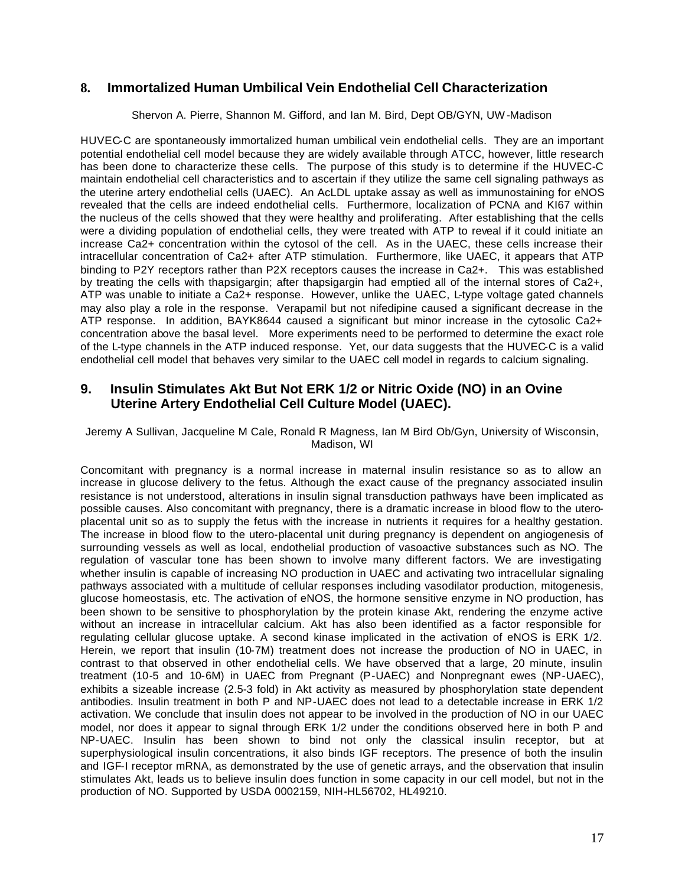## 8. Immortalized Human Umbilical Vein Endothelial Cell Characterization

Shervon A. Pierre, Shannon M. Gifford, and Ian M. Bird, Dept OB/GYN, UW-Madison

HUVEC-C are spontaneously immortalized human umbilical vein endothelial cells. They are an important potential endothelial cell model because they are widely available through ATCC, however, little research has been done to characterize these cells. The purpose of this study is to determine if the HUVEC-C maintain endothelial cell characteristics and to ascertain if they utilize the same cell signaling pathways as the uterine artery endothelial cells (UAEC). An AcLDL uptake assay as well as immunostaining for eNOS revealed that the cells are indeed endothelial cells. Furthermore, localization of PCNA and KI67 within the nucleus of the cells showed that they were healthy and proliferating. After establishing that the cells were a dividing population of endothelial cells, they were treated with ATP to reveal if it could initiate an increase $Ca^{2+}$ concentration within the cytosol of the cell. As in the UAEC, these cells increase their intracellular concentration of $Ca^{2+}$ after ATP stimulation. Furthermore, like UAEC, it appears that ATP binding to P2Y receptors rather than P2X receptors causes the increase in $Ca^{2+}$. This was established by treating the cells with thapsigargin; after thapsigargin had emptied all of the internal stores of $Ca^{2+}$, ATP was unable to initiate a $Ca^{2+}$ response. However, unlike the UAEC, L-type voltage gated channels may also play a role in the response. Verapamil but not nifedipine caused a significant decrease in the ATP response. In addition, BAYK8644 caused a significant but minor increase in the cytosolic $Ca^{2+}$ concentration above the basal level. More experiments need to be performed to determine the exact role of the L-type channels in the ATP induced response. Yet, our data suggests that the HUVEC-C is a valid endothelial cell model that behaves very similar to the UAEC cell model in regards to calcium signaling.

## 9. Insulin Stimulates Akt But Not ERK 1/2 or Nitric Oxide (NO) in an Ovine Uterine Artery Endothelial Cell Culture Model (UAEC).

Jeremy A Sullivan, Jacqueline M Cale, Ronald R Magness, Ian M Bird Ob/Gyn, University of Wisconsin, Madison, WI

Concomitant with pregnancy is a normal increase in maternal insulin resistance so as to allow an increase in glucose delivery to the fetus. Although the exact cause of the pregnancy associated insulin resistance is not understood, alterations in insulin signal transduction pathways have been implicated as possible causes. Also concomitant with pregnancy, there is a dramatic increase in blood flow to the utero-placental unit so as to supply the fetus with the increase in nutrients it requires for a healthy gestation. The increase in blood flow to the utero-placental unit during pregnancy is dependent on angiogenesis of surrounding vessels as well as local, endothelial production of vasoactive substances such as NO. The regulation of vascular tone has been shown to involve many different factors. We are investigating whether insulin is capable of increasing NO production in UAEC and activating two intracellular signaling pathways associated with a multitude of cellular responses including vasodilator production, mitogenesis, glucose homeostasis, etc. The activation of eNOS, the hormone sensitive enzyme in NO production, has been shown to be sensitive to phosphorylation by the protein kinase Akt, rendering the enzyme active without an increase in intracellular calcium. Akt has also been identified as a factor responsible for regulating cellular glucose uptake. A second kinase implicated in the activation of eNOS is ERK 1/2. Herein, we report that insulin ($10^{-7}$M) treatment does not increase the production of NO in UAEC, in contrast to that observed in other endothelial cells. We have observed that a large, 20 minute, insulin treatment ($10^{-5}$ and $10^{-6}$M) in UAEC from Pregnant (P-UAEC) and Nonpregnant ewes (NP-UAEC), exhibits a sizeable increase (2.5-3 fold) in Akt activity as measured by phosphorylation state dependent antibodies. Insulin treatment in both P and NP-UAEC does not lead to a detectable increase in ERK 1/2 activation. We conclude that insulin does not appear to be involved in the production of NO in our UAEC model, nor does it appear to signal through ERK 1/2 under the conditions observed here in both P and NP-UAEC. Insulin has been shown to bind not only the classical insulin receptor, but at superphysiological insulin concentrations, it also binds IGF receptors. The presence of both the insulin and IGF-I receptor mRNA, as demonstrated by the use of genetic arrays, and the observation that insulin stimulates Akt, leads us to believe insulin does function in some capacity in our cell model, but not in the production of NO. Supported by USDA 0002159, NIH-HL56702, HL49210.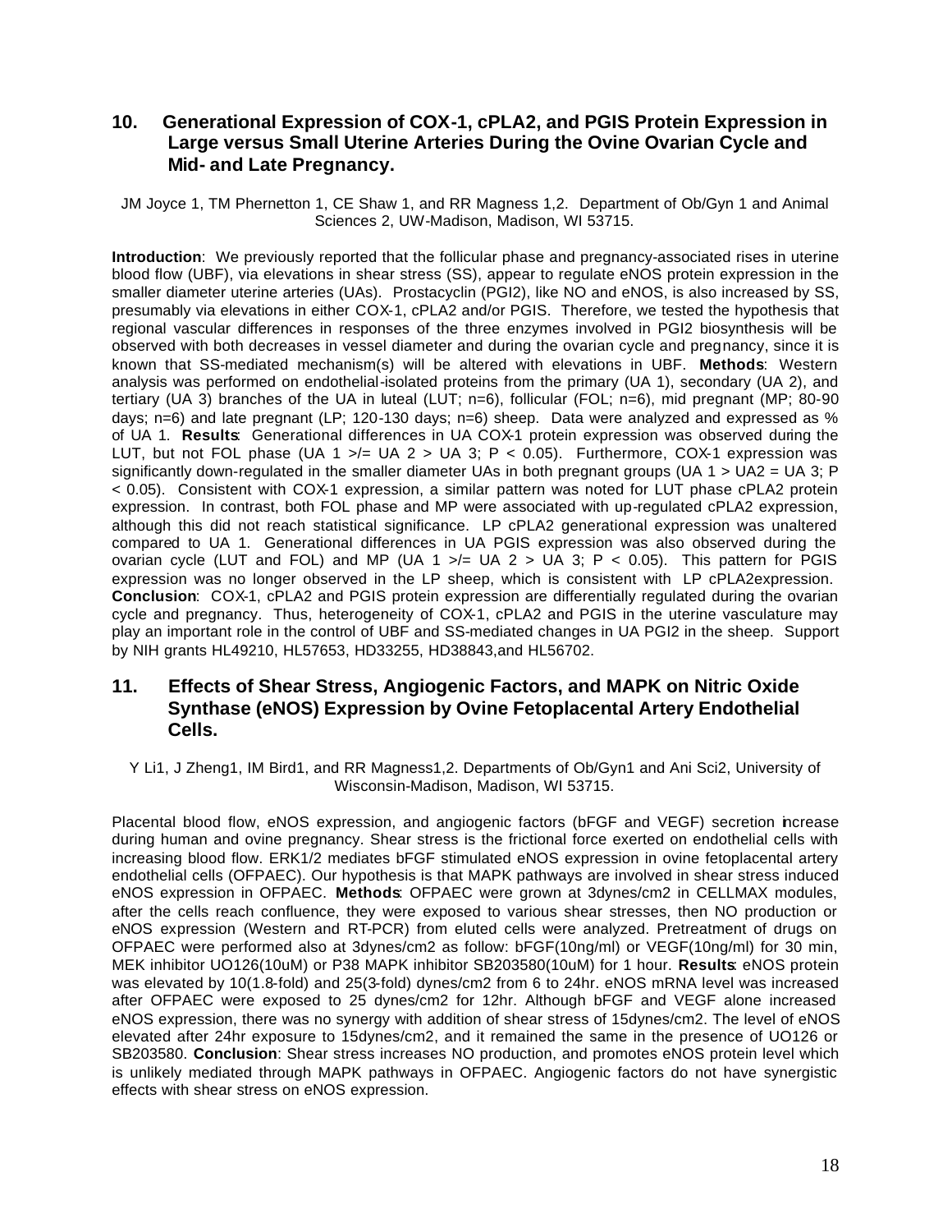## 10. Generational Expression of COX-1, cPLA2, and PGIS Protein Expression in Large versus Small Uterine Arteries During the Ovine Ovarian Cycle and Mid- and Late Pregnancy.

JM Joyce 1, TM Phernetton 1, CE Shaw 1, and RR Magness 1,2. Department of Ob/Gyn 1 and Animal Sciences 2, UW-Madison, Madison, WI 53715.

**Introduction**: We previously reported that the follicular phase and pregnancy-associated rises in uterine blood flow (UBF), via elevations in shear stress (SS), appear to regulate eNOS protein expression in the smaller diameter uterine arteries (UAs). Prostacyclin (PGI2), like NO and eNOS, is also increased by SS, presumably via elevations in either COX-1, cPLA2 and/or PGIS. Therefore, we tested the hypothesis that regional vascular differences in responses of the three enzymes involved in PGI2 biosynthesis will be observed with both decreases in vessel diameter and during the ovarian cycle and pregnancy, since it is known that SS-mediated mechanism(s) will be altered with elevations in UBF. **Methods**: Western analysis was performed on endothelial-isolated proteins from the primary (UA 1), secondary (UA 2), and tertiary (UA 3) branches of the UA in luteal (LUT; n=6), follicular (FOL; n=6), mid pregnant (MP; 80-90 days; n=6) and late pregnant (LP; 120-130 days; n=6) sheep. Data were analyzed and expressed as % of UA 1. **Results**: Generational differences in UA COX-1 protein expression was observed during the LUT, but not FOL phase (UA 1 >/= UA 2 > UA 3; $P < 0.05$). Furthermore, COX-1 expression was significantly down-regulated in the smaller diameter UAs in both pregnant groups (UA 1 > UA2 = UA 3; $P < 0.05$). Consistent with COX-1 expression, a similar pattern was noted for LUT phase cPLA2 protein expression. In contrast, both FOL phase and MP were associated with up-regulated cPLA2 expression, although this did not reach statistical significance. LP cPLA2 generational expression was unaltered compared to UA 1. Generational differences in UA PGIS expression was also observed during the ovarian cycle (LUT and FOL) and MP (UA 1 >/= UA 2 > UA 3; $P < 0.05$). This pattern for PGIS expression was no longer observed in the LP sheep, which is consistent with LP cPLA2expression. **Conclusion**: COX-1, cPLA2 and PGIS protein expression are differentially regulated during the ovarian cycle and pregnancy. Thus, heterogeneity of COX-1, cPLA2 and PGIS in the uterine vasculature may play an important role in the control of UBF and SS-mediated changes in UA PGI2 in the sheep. Support by NIH grants HL49210, HL57653, HD33255, HD38843,and HL56702.

## 11. Effects of Shear Stress, Angiogenic Factors, and MAPK on Nitric Oxide Synthase (eNOS) Expression by Ovine Fetoplacental Artery Endothelial Cells.

Y Li1, J Zheng1, IM Bird1, and RR Magness1,2. Departments of Ob/Gyn1 and Ani Sci2, University of Wisconsin-Madison, Madison, WI 53715.

Placental blood flow, eNOS expression, and angiogenic factors (bFGF and VEGF) secretion increase during human and ovine pregnancy. Shear stress is the frictional force exerted on endothelial cells with increasing blood flow. ERK1/2 mediates bFGF stimulated eNOS expression in ovine fetoplacental artery endothelial cells (OFPAEC). Our hypothesis is that MAPK pathways are involved in shear stress induced eNOS expression in OFPAEC. **Methods**: OFPAEC were grown at 3dynes/cm2 in CELLMAX modules, after the cells reach confluence, they were exposed to various shear stresses, then NO production or eNOS expression (Western and RT-PCR) from eluted cells were analyzed. Pretreatment of drugs on OFPAEC were performed also at 3dynes/cm2 as follow: bFGF(10ng/ml) or VEGF(10ng/ml) for 30 min, MEK inhibitor UO126(10uM) or P38 MAPK inhibitor SB203580(10uM) for 1 hour. **Results**: eNOS protein was elevated by 10(1.8-fold) and 25(3-fold) dynes/cm2 from 6 to 24hr. eNOS mRNA level was increased after OFPAEC were exposed to 25 dynes/cm2 for 12hr. Although bFGF and VEGF alone increased eNOS expression, there was no synergy with addition of shear stress of 15dynes/cm2. The level of eNOS elevated after 24hr exposure to 15dynes/cm2, and it remained the same in the presence of UO126 or SB203580. **Conclusion**: Shear stress increases NO production, and promotes eNOS protein level which is unlikely mediated through MAPK pathways in OFPAEC. Angiogenic factors do not have synergistic effects with shear stress on eNOS expression.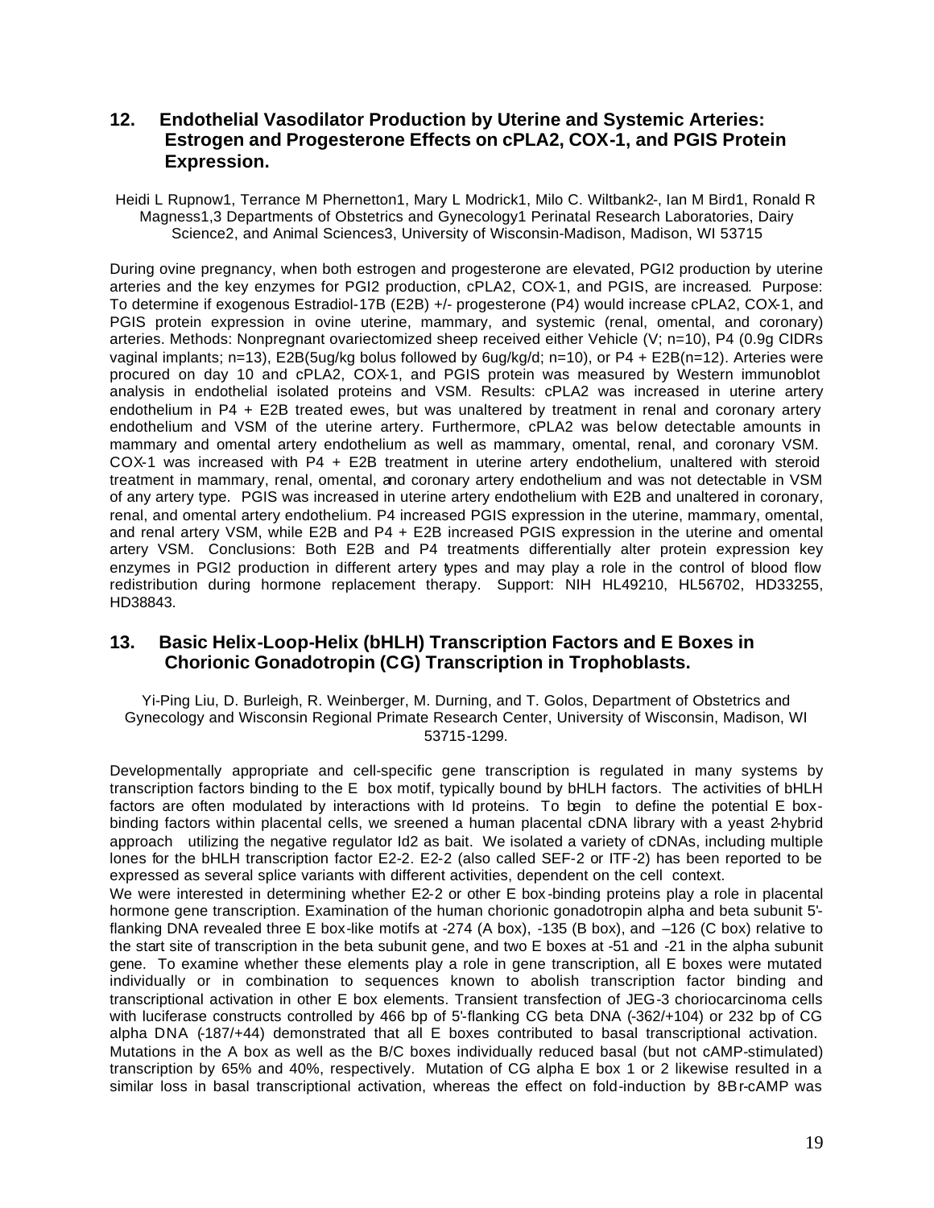## 12. Endothelial Vasodilator Production by Uterine and Systemic Arteries: Estrogen and Progesterone Effects on cPLA2, COX-1, and PGIS Protein Expression.

Heidi L Rupnow1, Terrance M Phernetton1, Mary L Modrick1, Milo C. Wiltbank2-, Ian M Bird1, Ronald R Magness1,3 Departments of Obstetrics and Gynecology1 Perinatal Research Laboratories, Dairy Science2, and Animal Sciences3, University of Wisconsin-Madison, Madison, WI 53715

During ovine pregnancy, when both estrogen and progesterone are elevated, PGI2 production by uterine arteries and the key enzymes for PGI2 production, cPLA2, COX-1, and PGIS, are increased. Purpose: To determine if exogenous Estradiol-17B (E2B) +/- progesterone (P4) would increase cPLA2, COX-1, and PGIS protein expression in ovine uterine, mammary, and systemic (renal, omental, and coronary) arteries. Methods: Nonpregnant ovariectomized sheep received either Vehicle (V; n=10), P4 (0.9g CIDRs vaginal implants; n=13), E2B(5ug/kg bolus followed by 6ug/kg/d; n=10), or P4 + E2B(n=12). Arteries were procured on day 10 and cPLA2, COX-1, and PGIS protein was measured by Western immunoblot analysis in endothelial isolated proteins and VSM. Results: cPLA2 was increased in uterine artery endothelium in P4 + E2B treated ewes, but was unaltered by treatment in renal and coronary artery endothelium and VSM of the uterine artery. Furthermore, cPLA2 was below detectable amounts in mammary and omental artery endothelium as well as mammary, omental, renal, and coronary VSM. COX-1 was increased with P4 + E2B treatment in uterine artery endothelium, unaltered with steroid treatment in mammary, renal, omental, and coronary artery endothelium and was not detectable in VSM of any artery type. PGIS was increased in uterine artery endothelium with E2B and unaltered in coronary, renal, and omental artery endothelium. P4 increased PGIS expression in the uterine, mammary, omental, and renal artery VSM, while E2B and P4 + E2B increased PGIS expression in the uterine and omental artery VSM. Conclusions: Both E2B and P4 treatments differentially alter protein expression key enzymes in PGI2 production in different artery types and may play a role in the control of blood flow redistribution during hormone replacement therapy. Support: NIH HL49210, HL56702, HD33255, HD38843.

## 13. Basic Helix-Loop-Helix (bHLH) Transcription Factors and E Boxes in Chorionic Gonadotropin (CG) Transcription in Trophoblasts.

Yi-Ping Liu, D. Burleigh, R. Weinberger, M. Durning, and T. Golos, Department of Obstetrics and Gynecology and Wisconsin Regional Primate Research Center, University of Wisconsin, Madison, WI 53715-1299.

Developmentally appropriate and cell-specific gene transcription is regulated in many systems by transcription factors binding to the E box motif, typically bound by bHLH factors. The activities of bHLH factors are often modulated by interactions with Id proteins. To begin to define the potential E box-binding factors within placental cells, we sreened a human placental cDNA library with a yeast 2-hybrid approach utilizing the negative regulator Id2 as bait. We isolated a variety of cDNAs, including multiple lones for the bHLH transcription factor E2-2. E2-2 (also called SEF-2 or ITF-2) has been reported to be expressed as several splice variants with different activities, dependent on the cell context.

We were interested in determining whether E2-2 or other E box-binding proteins play a role in placental hormone gene transcription. Examination of the human chorionic gonadotropin alpha and beta subunit 5'-flanking DNA revealed three E box-like motifs at -274 (A box), -135 (B box), and –126 (C box) relative to the start site of transcription in the beta subunit gene, and two E boxes at -51 and -21 in the alpha subunit gene. To examine whether these elements play a role in gene transcription, all E boxes were mutated individually or in combination to sequences known to abolish transcription factor binding and transcriptional activation in other E box elements. Transient transfection of JEG-3 choriocarcinoma cells with luciferase constructs controlled by 466 bp of 5'-flanking CG beta DNA (-362/+104) or 232 bp of CG alpha DNA (-187/+44) demonstrated that all E boxes contributed to basal transcriptional activation. Mutations in the A box as well as the B/C boxes individually reduced basal (but not cAMP-stimulated) transcription by 65% and 40%, respectively. Mutation of CG alpha E box 1 or 2 likewise resulted in a similar loss in basal transcriptional activation, whereas the effect on fold-induction by 8-Br-cAMP was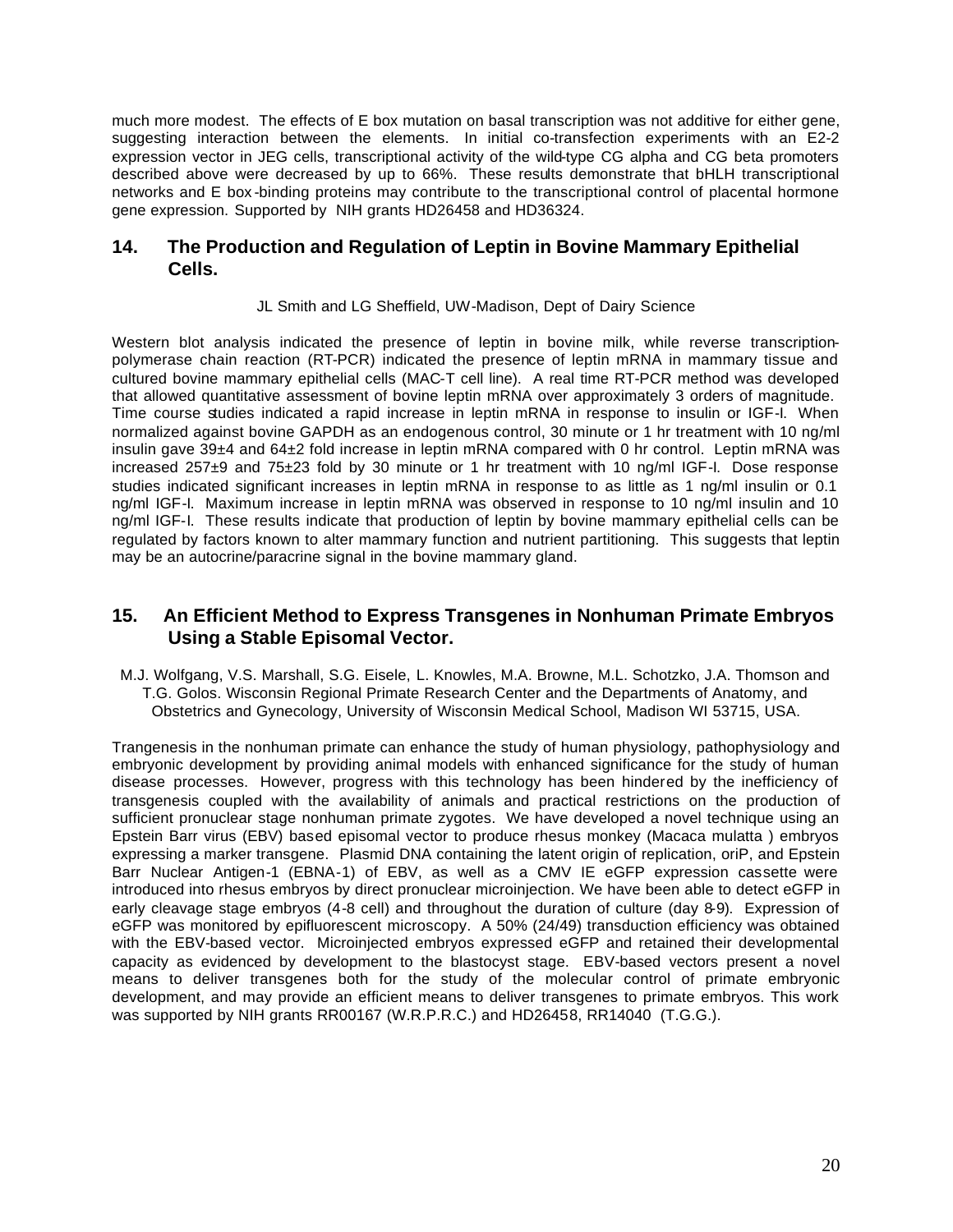much more modest. The effects of E box mutation on basal transcription was not additive for either gene, suggesting interaction between the elements. In initial co-transfection experiments with an E2-2 expression vector in JEG cells, transcriptional activity of the wild-type CG alpha and CG beta promoters described above were decreased by up to 66%. These results demonstrate that bHLH transcriptional networks and E box-binding proteins may contribute to the transcriptional control of placental hormone gene expression. Supported by NIH grants HD26458 and HD36324.

## 14. The Production and Regulation of Leptin in Bovine Mammary Epithelial Cells.

JL Smith and LG Sheffield, UW-Madison, Dept of Dairy Science

Western blot analysis indicated the presence of leptin in bovine milk, while reverse transcription-polymerase chain reaction (RT-PCR) indicated the presence of leptin mRNA in mammary tissue and cultured bovine mammary epithelial cells (MAC-T cell line). A real time RT-PCR method was developed that allowed quantitative assessment of bovine leptin mRNA over approximately 3 orders of magnitude. Time course studies indicated a rapid increase in leptin mRNA in response to insulin or IGF-I. When normalized against bovine GAPDH as an endogenous control, 30 minute or 1 hr treatment with 10 ng/ml insulin gave 39±4 and 64±2 fold increase in leptin mRNA compared with 0 hr control. Leptin mRNA was increased 257±9 and 75±23 fold by 30 minute or 1 hr treatment with 10 ng/ml IGF-I. Dose response studies indicated significant increases in leptin mRNA in response to as little as 1 ng/ml insulin or 0.1 ng/ml IGF-I. Maximum increase in leptin mRNA was observed in response to 10 ng/ml insulin and 10 ng/ml IGF-I. These results indicate that production of leptin by bovine mammary epithelial cells can be regulated by factors known to alter mammary function and nutrient partitioning. This suggests that leptin may be an autocrine/paracrine signal in the bovine mammary gland.

## 15. An Efficient Method to Express Transgenes in Nonhuman Primate Embryos Using a Stable Episomal Vector.

M.J. Wolfgang, V.S. Marshall, S.G. Eisele, L. Knowles, M.A. Browne, M.L. Schotzko, J.A. Thomson and T.G. Golos. Wisconsin Regional Primate Research Center and the Departments of Anatomy, and Obstetrics and Gynecology, University of Wisconsin Medical School, Madison WI 53715, USA.

Trangenesis in the nonhuman primate can enhance the study of human physiology, pathophysiology and embryonic development by providing animal models with enhanced significance for the study of human disease processes. However, progress with this technology has been hindered by the inefficiency of transgenesis coupled with the availability of animals and practical restrictions on the production of sufficient pronuclear stage nonhuman primate zygotes. We have developed a novel technique using an Epstein Barr virus (EBV) based episomal vector to produce rhesus monkey (Macaca mulatta ) embryos expressing a marker transgene. Plasmid DNA containing the latent origin of replication, oriP, and Epstein Barr Nuclear Antigen-1 (EBNA-1) of EBV, as well as a CMV IE eGFP expression cassette were introduced into rhesus embryos by direct pronuclear microinjection. We have been able to detect eGFP in early cleavage stage embryos (4-8 cell) and throughout the duration of culture (day 8-9). Expression of eGFP was monitored by epifluorescent microscopy. A 50% (24/49) transduction efficiency was obtained with the EBV-based vector. Microinjected embryos expressed eGFP and retained their developmental capacity as evidenced by development to the blastocyst stage. EBV-based vectors present a novel means to deliver transgenes both for the study of the molecular control of primate embryonic development, and may provide an efficient means to deliver transgenes to primate embryos. This work was supported by NIH grants RR00167 (W.R.P.R.C.) and HD26458, RR14040 (T.G.G.).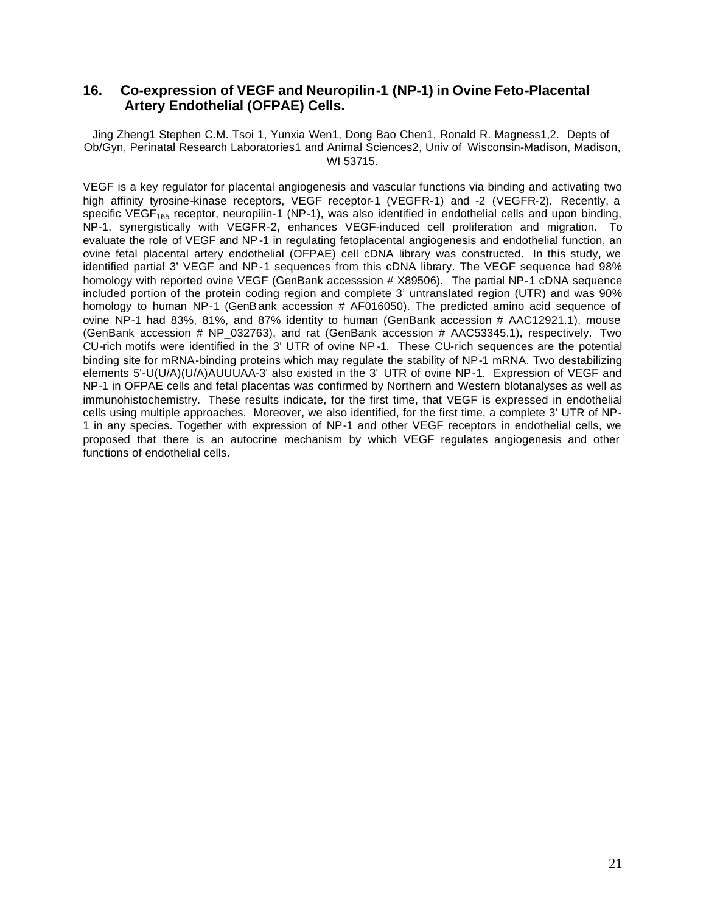## 16. Co-expression of VEGF and Neuropilin-1 (NP-1) in Ovine Feto-Placental Artery Endothelial (OFPAE) Cells.

Jing Zheng[1] Stephen C.M. Tsoi [1], Yunxia Wen[1], Dong Bao Chen[1], Ronald R. Magness[1,2]. Depts of Ob/Gyn, Perinatal Research Laboratories[1] and Animal Sciences[2], Univ of Wisconsin-Madison, Madison, WI 53715.

VEGF is a key regulator for placental angiogenesis and vascular functions via binding and activating two high affinity tyrosine-kinase receptors, VEGF receptor-1 (VEGFR-1) and -2 (VEGFR-2). Recently, a specific $VEGF_{165}$ receptor, neuropilin-1 (NP-1), was also identified in endothelial cells and upon binding, NP-1, synergistically with VEGFR-2, enhances VEGF-induced cell proliferation and migration. To evaluate the role of VEGF and NP-1 in regulating fetoplacental angiogenesis and endothelial function, an ovine fetal placental artery endothelial (OFPAE) cell cDNA library was constructed. In this study, we identified partial 3' VEGF and NP-1 sequences from this cDNA library. The VEGF sequence had 98% homology with reported ovine VEGF (GenBank accesssion # X89506). The partial NP-1 cDNA sequence included portion of the protein coding region and complete 3' untranslated region (UTR) and was 90% homology to human NP-1 (GenBank accession # AF016050). The predicted amino acid sequence of ovine NP-1 had 83%, 81%, and 87% identity to human (GenBank accession # AAC12921.1), mouse (GenBank accession # NP_032763), and rat (GenBank accession # AAC53345.1), respectively. Two CU-rich motifs were identified in the 3' UTR of ovine NP-1. These CU-rich sequences are the potential binding site for mRNA-binding proteins which may regulate the stability of NP-1 mRNA. Two destabilizing elements 5'-U(U/A)(U/A)AUUUAA-3' also existed in the 3' UTR of ovine NP-1. Expression of VEGF and NP-1 in OFPAE cells and fetal placentas was confirmed by Northern and Western blotanalyses as well as immunohistochemistry. These results indicate, for the first time, that VEGF is expressed in endothelial cells using multiple approaches. Moreover, we also identified, for the first time, a complete 3' UTR of NP-1 in any species. Together with expression of NP-1 and other VEGF receptors in endothelial cells, we proposed that there is an autocrine mechanism by which VEGF regulates angiogenesis and other functions of endothelial cells.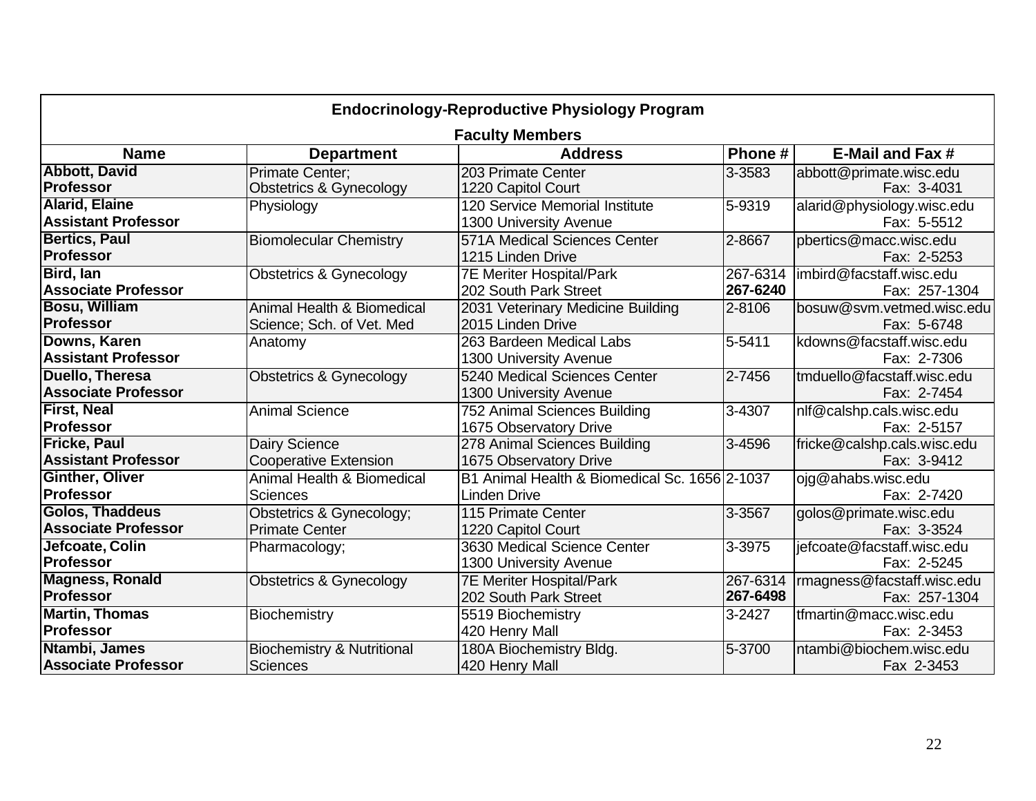## Endocrinology-Reproductive Physiology Program

### Faculty Members

| Name | Department | Address | Phone # | E-Mail and Fax # |
|---|---|---|---|---|
| **Abbott, David** **Professor** | Primate Center; Obstetrics & Gynecology | 203 Primate Center 1220 Capitol Court | 3-3583 | abbott@primate.wisc.edu Fax: 3-4031 |
| **Alarid, Elaine** **Assistant Professor** | Physiology | 120 Service Memorial Institute 1300 University Avenue | 5-9319 | alarid@physiology.wisc.edu Fax: 5-5512 |
| **Bertics, Paul** **Professor** | Biomolecular Chemistry | 571A Medical Sciences Center 1215 Linden Drive | 2-8667 | pbertics@macc.wisc.edu Fax: 2-5253 |
| **Bird, Ian** **Associate Professor** | Obstetrics & Gynecology | 7E Meriter Hospital/Park 202 South Park Street | 267-6314 **267-6240** | imbird@facstaff.wisc.edu Fax: 257-1304 |
| **Bosu, William** **Professor** | Animal Health & Biomedical Science; Sch. of Vet. Med | 2031 Veterinary Medicine Building 2015 Linden Drive | 2-8106 | bosuw@svm.vetmed.wisc.edu Fax: 5-6748 |
| **Downs, Karen** **Assistant Professor** | Anatomy | 263 Bardeen Medical Labs 1300 University Avenue | 5-5411 | kdowns@facstaff.wisc.edu Fax: 2-7306 |
| **Duello, Theresa** **Associate Professor** | Obstetrics & Gynecology | 5240 Medical Sciences Center 1300 University Avenue | 2-7456 | tmduello@facstaff.wisc.edu Fax: 2-7454 |
| **First, Neal** **Professor** | Animal Science | 752 Animal Sciences Building 1675 Observatory Drive | 3-4307 | nlf@calshp.cals.wisc.edu Fax: 2-5157 |
| **Fricke, Paul** **Assistant Professor** | Dairy Science Cooperative Extension | 278 Animal Sciences Building 1675 Observatory Drive | 3-4596 | fricke@calshp.cals.wisc.edu Fax: 3-9412 |
| **Ginther, Oliver** **Professor** | Animal Health & Biomedical Sciences | B1 Animal Health & Biomedical Sc. 1656 Linden Drive | 2-1037 | ojg@ahabs.wisc.edu Fax: 2-7420 |
| **Golos, Thaddeus** **Associate Professor** | Obstetrics & Gynecology; Primate Center | 115 Primate Center 1220 Capitol Court | 3-3567 | golos@primate.wisc.edu Fax: 3-3524 |
| **Jefcoate, Colin** **Professor** | Pharmacology; | 3630 Medical Science Center 1300 University Avenue | 3-3975 | jefcoate@facstaff.wisc.edu Fax: 2-5245 |
| **Magness, Ronald** **Professor** | Obstetrics & Gynecology | 7E Meriter Hospital/Park 202 South Park Street | 267-6314 **267-6498** | rmagness@facstaff.wisc.edu Fax: 257-1304 |
| **Martin, Thomas** **Professor** | Biochemistry | 5519 Biochemistry 420 Henry Mall | 3-2427 | tfmartin@macc.wisc.edu Fax: 2-3453 |
| **Ntambi, James** **Associate Professor** | Biochemistry & Nutritional Sciences | 180A Biochemistry Bldg. 420 Henry Mall | 5-3700 | ntambi@biochem.wisc.edu Fax 2-3453 |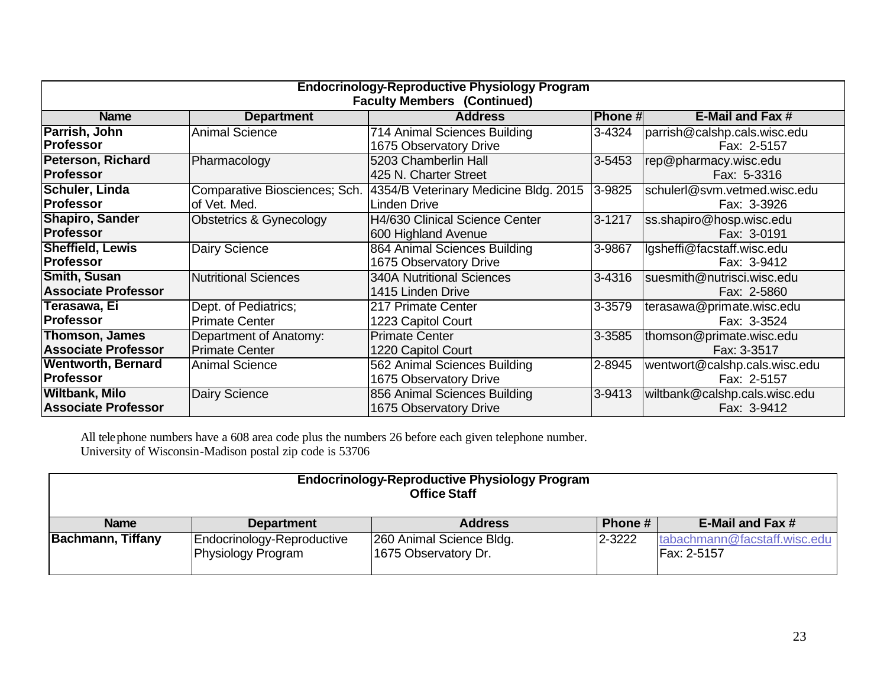| Endocrinology-Reproductive Physiology Program Faculty Members (Continued) | | | | |
|---|---|---|---|---|
| **Name** | **Department** | **Address** | **Phone #** | **E-Mail and Fax #** |
| **Parrish, John Professor** | Animal Science | 714 Animal Sciences Building 1675 Observatory Drive | 3-4324 | parrish@calshp.cals.wisc.edu Fax: 2-5157 |
| **Peterson, Richard Professor** | Pharmacology | 5203 Chamberlin Hall 425 N. Charter Street | 3-5453 | rep@pharmacy.wisc.edu Fax: 5-3316 |
| **Schuler, Linda Professor** | Comparative Biosciences; Sch. of Vet. Med. | 4354/B Veterinary Medicine Bldg. 2015 Linden Drive | 3-9825 | schulerl@svm.vetmed.wisc.edu Fax: 3-3926 |
| **Shapiro, Sander Professor** | Obstetrics & Gynecology | H4/630 Clinical Science Center 600 Highland Avenue | 3-1217 | ss.shapiro@hosp.wisc.edu Fax: 3-0191 |
| **Sheffield, Lewis Professor** | Dairy Science | 864 Animal Sciences Building 1675 Observatory Drive | 3-9867 | lgsheffi@facstaff.wisc.edu Fax: 3-9412 |
| **Smith, Susan Associate Professor** | Nutritional Sciences | 340A Nutritional Sciences 1415 Linden Drive | 3-4316 | suesmith@nutrisci.wisc.edu Fax: 2-5860 |
| **Terasawa, Ei Professor** | Dept. of Pediatrics; Primate Center | 217 Primate Center 1223 Capitol Court | 3-3579 | terasawa@primate.wisc.edu Fax: 3-3524 |
| **Thomson, James Associate Professor** | Department of Anatomy: Primate Center | Primate Center 1220 Capitol Court | 3-3585 | thomson@primate.wisc.edu Fax: 3-3517 |
| **Wentworth, Bernard Professor** | Animal Science | 562 Animal Sciences Building 1675 Observatory Drive | 2-8945 | wentwort@calshp.cals.wisc.edu Fax: 2-5157 |
| **Wiltbank, Milo Associate Professor** | Dairy Science | 856 Animal Sciences Building 1675 Observatory Drive | 3-9413 | wiltbank@calshp.cals.wisc.edu Fax: 3-9412 |

All telephone numbers have a 608 area code plus the numbers 26 before each given telephone number.
University of Wisconsin-Madison postal zip code is 53706

| Endocrinology-Reproductive Physiology Program Office Staff | | | | |
|---|---|---|---|---|
| **Name** | **Department** | **Address** | **Phone #** | **E-Mail and Fax #** |
| **Bachmann, Tiffany** | Endocrinology-Reproductive Physiology Program | 260 Animal Science Bldg. 1675 Observatory Dr. | 2-3222 | tabachmann@facstaff.wisc.edu Fax: 2-5157 |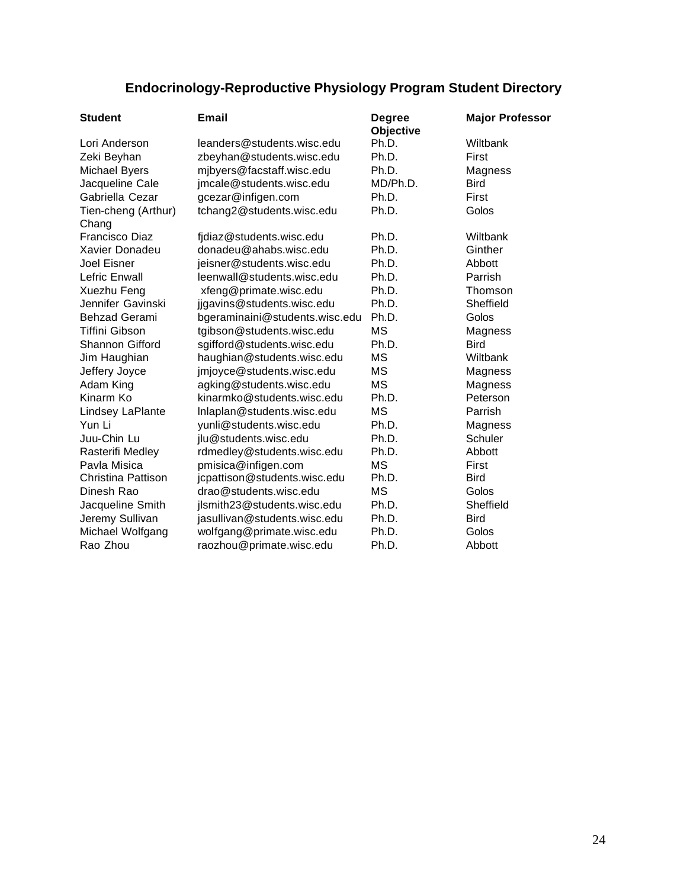## Endocrinology-Reproductive Physiology Program Student Directory

| Student | Email | Degree Objective | Major Professor |
|---|---|---|---|
| Lori Anderson | leanders@students.wisc.edu | Ph.D. | Wiltbank |
| Zeki Beyhan | zbeyhan@students.wisc.edu | Ph.D. | First |
| Michael Byers | mjbyers@facstaff.wisc.edu | Ph.D. | Magness |
| Jacqueline Cale | jmcale@students.wisc.edu | MD/Ph.D. | Bird |
| Gabriella Cezar | gcezar@infigen.com | Ph.D. | First |
| Tien-cheng (Arthur) Chang | tchang2@students.wisc.edu | Ph.D. | Golos |
| Francisco Diaz | fjdiaz@students.wisc.edu | Ph.D. | Wiltbank |
| Xavier Donadeu | donadeu@ahabs.wisc.edu | Ph.D. | Ginther |
| Joel Eisner | jeisner@students.wisc.edu | Ph.D. | Abbott |
| Lefric Enwall | leenwall@students.wisc.edu | Ph.D. | Parrish |
| Xuezhu Feng | xfeng@primate.wisc.edu | Ph.D. | Thomson |
| Jennifer Gavinski | jjgavins@students.wisc.edu | Ph.D. | Sheffield |
| Behzad Gerami | bgeraminaini@students.wisc.edu | Ph.D. | Golos |
| Tiffini Gibson | tgibson@students.wisc.edu | MS | Magness |
| Shannon Gifford | sgifford@students.wisc.edu | Ph.D. | Bird |
| Jim Haughian | haughian@students.wisc.edu | MS | Wiltbank |
| Jeffery Joyce | jmjoyce@students.wisc.edu | MS | Magness |
| Adam King | agking@students.wisc.edu | MS | Magness |
| Kinarm Ko | kinarmko@students.wisc.edu | Ph.D. | Peterson |
| Lindsey LaPlante | lnlaplan@students.wisc.edu | MS | Parrish |
| Yun Li | yunli@students.wisc.edu | Ph.D. | Magness |
| Juu-Chin Lu | jlu@students.wisc.edu | Ph.D. | Schuler |
| Rasterifi Medley | rdmedley@students.wisc.edu | Ph.D. | Abbott |
| Pavla Misica | pmisica@infigen.com | MS | First |
| Christina Pattison | jcpattison@students.wisc.edu | Ph.D. | Bird |
| Dinesh Rao | drao@students.wisc.edu | MS | Golos |
| Jacqueline Smith | jlsmith23@students.wisc.edu | Ph.D. | Sheffield |
| Jeremy Sullivan | jasullivan@students.wisc.edu | Ph.D. | Bird |
| Michael Wolfgang | wolfgang@primate.wisc.edu | Ph.D. | Golos |
| Rao Zhou | raozhou@primate.wisc.edu | Ph.D. | Abbott |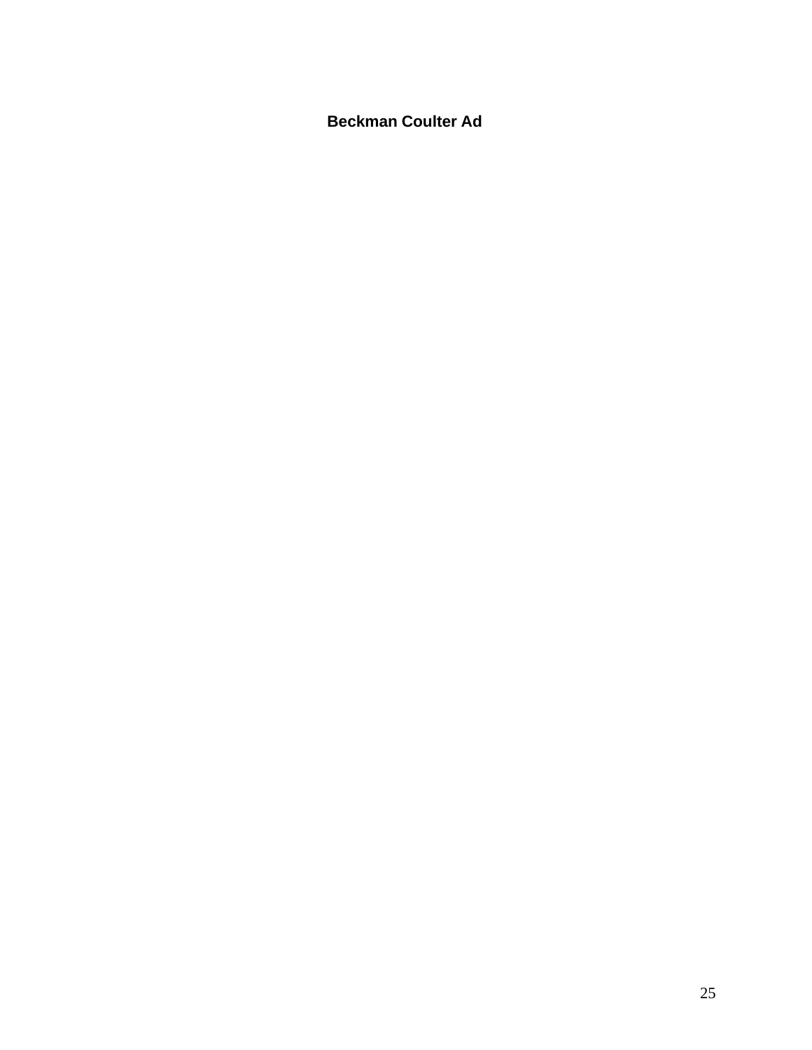**Beckman Coulter Ad**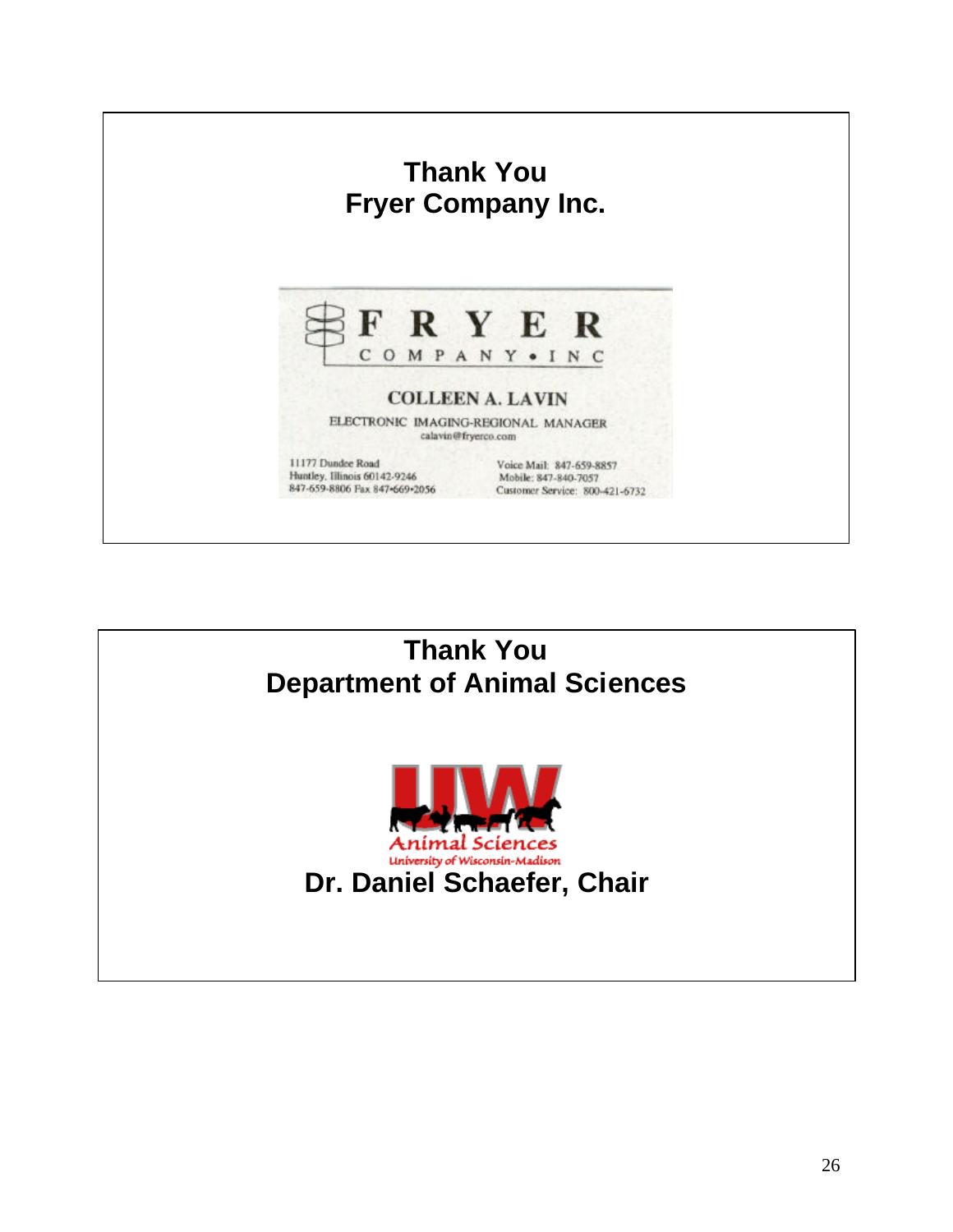## Thank You
## Fryer Company Inc.

FRYER
COMPANY • INC

COLLEEN A. LAVIN

ELECTRONIC IMAGING-REGIONAL MANAGER
calavin@fryerco.com

11177 Dundee Road
Huntley, Illinois 60142-9246
847-659-8806 Fax 847•669•2056

Voice Mail: 847-659-8857
Mobile: 847-840-7057
Customer Service: 800-421-6732

## Thank You
## Department of Animal Sciences

UW
Animal Sciences
University of Wisconsin-Madison

**Dr. Daniel Schaefer, Chair**